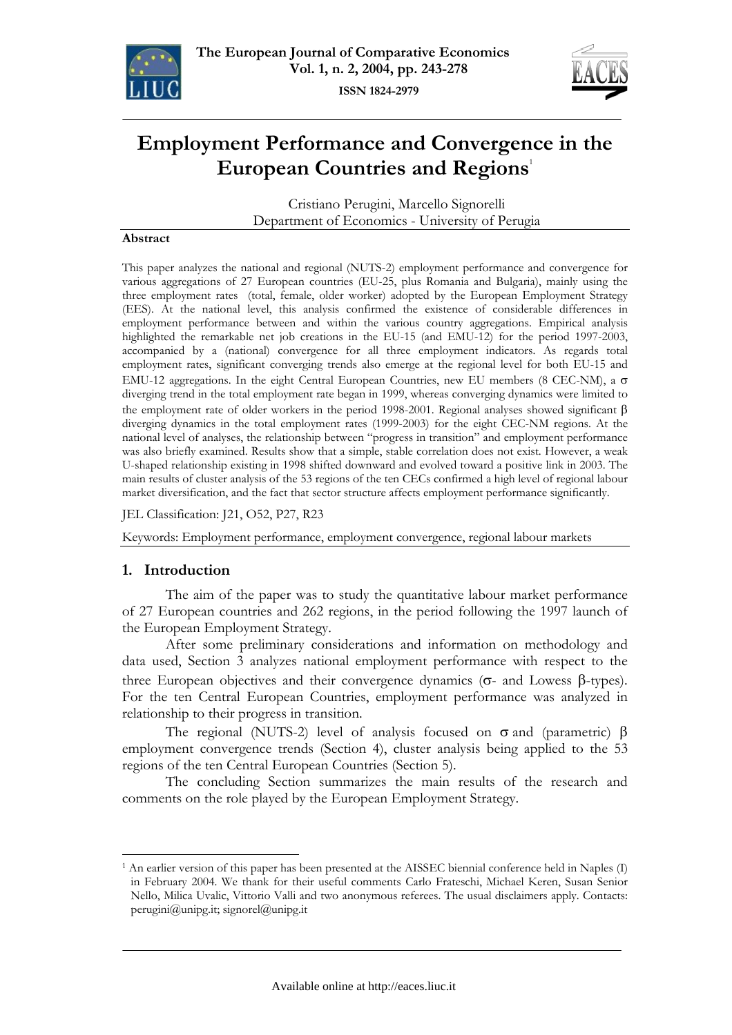# Employment Performance and Convergence in the European Countries and Regions[1]

Cristiano Perugini, Marcello Signorelli
Department of Economics - University of Perugia

### Abstract

This paper analyzes the national and regional (NUTS-2) employment performance and convergence for various aggregations of 27 European countries (EU-25, plus Romania and Bulgaria), mainly using the three employment rates (total, female, older worker) adopted by the European Employment Strategy (EES). At the national level, this analysis confirmed the existence of considerable differences in employment performance between and within the various country aggregations. Empirical analysis highlighted the remarkable net job creations in the EU-15 (and EMU-12) for the period 1997-2003, accompanied by a (national) convergence for all three employment indicators. As regards total employment rates, significant converging trends also emerge at the regional level for both EU-15 and EMU-12 aggregations. In the eight Central European Countries, new EU members (8 CEC-NM), a σ diverging trend in the total employment rate began in 1999, whereas converging dynamics were limited to the employment rate of older workers in the period 1998-2001. Regional analyses showed significant β diverging dynamics in the total employment rates (1999-2003) for the eight CEC-NM regions. At the national level of analyses, the relationship between "progress in transition" and employment performance was also briefly examined. Results show that a simple, stable correlation does not exist. However, a weak U-shaped relationship existing in 1998 shifted downward and evolved toward a positive link in 2003. The main results of cluster analysis of the 53 regions of the ten CECs confirmed a high level of regional labour market diversification, and the fact that sector structure affects employment performance significantly.

JEL Classification: J21, O52, P27, R23

Keywords: Employment performance, employment convergence, regional labour markets

## 1. Introduction

The aim of the paper was to study the quantitative labour market performance of 27 European countries and 262 regions, in the period following the 1997 launch of the European Employment Strategy.

After some preliminary considerations and information on methodology and data used, Section 3 analyzes national employment performance with respect to the three European objectives and their convergence dynamics (σ- and Lowess β-types). For the ten Central European Countries, employment performance was analyzed in relationship to their progress in transition.

The regional (NUTS-2) level of analysis focused on σ and (parametric) β employment convergence trends (Section 4), cluster analysis being applied to the 53 regions of the ten Central European Countries (Section 5).

The concluding Section summarizes the main results of the research and comments on the role played by the European Employment Strategy.

---

[1] An earlier version of this paper has been presented at the AISSEC biennial conference held in Naples (I) in February 2004. We thank for their useful comments Carlo Frateschi, Michael Keren, Susan Senior Nello, Milica Uvalic, Vittorio Valli and two anonymous referees. The usual disclaimers apply. Contacts: perugini@unipg.it; signorel@unipg.it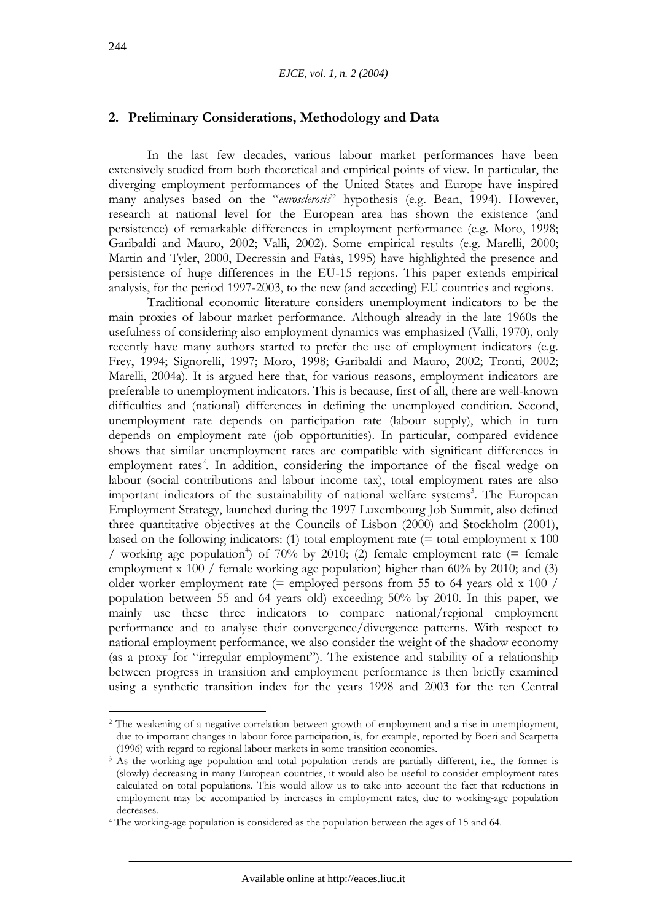## 2. Preliminary Considerations, Methodology and Data

In the last few decades, various labour market performances have been extensively studied from both theoretical and empirical points of view. In particular, the diverging employment performances of the United States and Europe have inspired many analyses based on the "*eurosclerosis*" hypothesis (e.g. Bean, 1994). However, research at national level for the European area has shown the existence (and persistence) of remarkable differences in employment performance (e.g. Moro, 1998; Garibaldi and Mauro, 2002; Valli, 2002). Some empirical results (e.g. Marelli, 2000; Martin and Tyler, 2000, Decressin and Fatàs, 1995) have highlighted the presence and persistence of huge differences in the EU-15 regions. This paper extends empirical analysis, for the period 1997-2003, to the new (and acceding) EU countries and regions.

Traditional economic literature considers unemployment indicators to be the main proxies of labour market performance. Although already in the late 1960s the usefulness of considering also employment dynamics was emphasized (Valli, 1970), only recently have many authors started to prefer the use of employment indicators (e.g. Frey, 1994; Signorelli, 1997; Moro, 1998; Garibaldi and Mauro, 2002; Tronti, 2002; Marelli, 2004a). It is argued here that, for various reasons, employment indicators are preferable to unemployment indicators. This is because, first of all, there are well-known difficulties and (national) differences in defining the unemployed condition. Second, unemployment rate depends on participation rate (labour supply), which in turn depends on employment rate (job opportunities). In particular, compared evidence shows that similar unemployment rates are compatible with significant differences in employment rates[2]. In addition, considering the importance of the fiscal wedge on labour (social contributions and labour income tax), total employment rates are also important indicators of the sustainability of national welfare systems[3]. The European Employment Strategy, launched during the 1997 Luxembourg Job Summit, also defined three quantitative objectives at the Councils of Lisbon (2000) and Stockholm (2001), based on the following indicators: (1) total employment rate (= total employment x 100 / working age population[4]) of 70% by 2010; (2) female employment rate (= female employment x 100 / female working age population) higher than 60% by 2010; and (3) older worker employment rate (= employed persons from 55 to 64 years old x 100 / population between 55 and 64 years old) exceeding 50% by 2010. In this paper, we mainly use these three indicators to compare national/regional employment performance and to analyse their convergence/divergence patterns. With respect to national employment performance, we also consider the weight of the shadow economy (as a proxy for "irregular employment"). The existence and stability of a relationship between progress in transition and employment performance is then briefly examined using a synthetic transition index for the years 1998 and 2003 for the ten Central

---

[2] The weakening of a negative correlation between growth of employment and a rise in unemployment, due to important changes in labour force participation, is, for example, reported by Boeri and Scarpetta (1996) with regard to regional labour markets in some transition economies.

[3] As the working-age population and total population trends are partially different, i.e., the former is (slowly) decreasing in many European countries, it would also be useful to consider employment rates calculated on total populations. This would allow us to take into account the fact that reductions in employment may be accompanied by increases in employment rates, due to working-age population decreases.

[4] The working-age population is considered as the population between the ages of 15 and 64.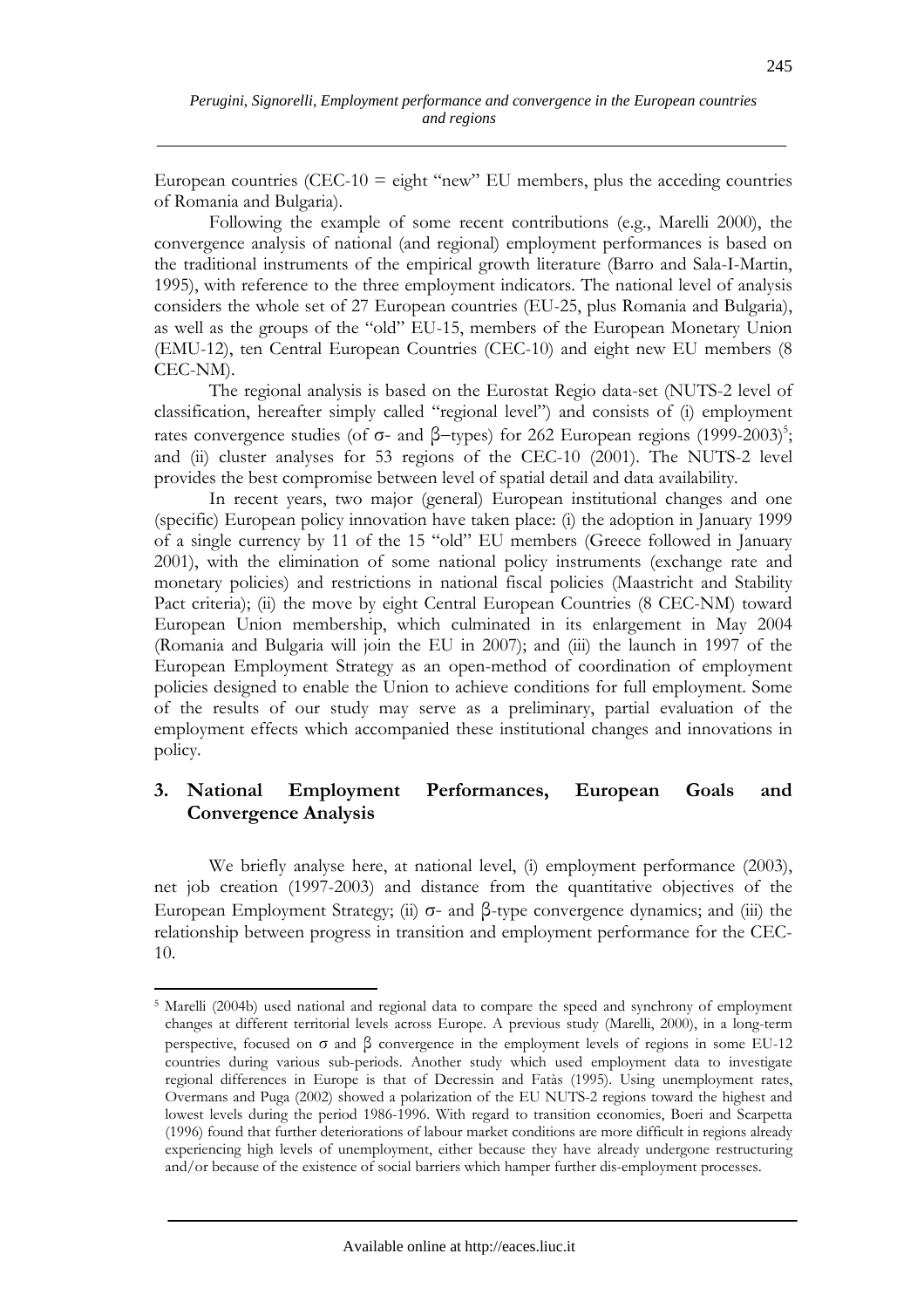European countries (CEC-10 = eight "new" EU members, plus the acceding countries of Romania and Bulgaria).

Following the example of some recent contributions (e.g., Marelli 2000), the convergence analysis of national (and regional) employment performances is based on the traditional instruments of the empirical growth literature (Barro and Sala-I-Martin, 1995), with reference to the three employment indicators. The national level of analysis considers the whole set of 27 European countries (EU-25, plus Romania and Bulgaria), as well as the groups of the "old" EU-15, members of the European Monetary Union (EMU-12), ten Central European Countries (CEC-10) and eight new EU members (8 CEC-NM).

The regional analysis is based on the Eurostat Regio data-set (NUTS-2 level of classification, hereafter simply called "regional level") and consists of (i) employment rates convergence studies (of σ- and β–types) for 262 European regions (1999-2003)[5]; and (ii) cluster analyses for 53 regions of the CEC-10 (2001). The NUTS-2 level provides the best compromise between level of spatial detail and data availability.

In recent years, two major (general) European institutional changes and one (specific) European policy innovation have taken place: (i) the adoption in January 1999 of a single currency by 11 of the 15 "old" EU members (Greece followed in January 2001), with the elimination of some national policy instruments (exchange rate and monetary policies) and restrictions in national fiscal policies (Maastricht and Stability Pact criteria); (ii) the move by eight Central European Countries (8 CEC-NM) toward European Union membership, which culminated in its enlargement in May 2004 (Romania and Bulgaria will join the EU in 2007); and (iii) the launch in 1997 of the European Employment Strategy as an open-method of coordination of employment policies designed to enable the Union to achieve conditions for full employment. Some of the results of our study may serve as a preliminary, partial evaluation of the employment effects which accompanied these institutional changes and innovations in policy.

## 3. National Employment Performances, European Goals and Convergence Analysis

We briefly analyse here, at national level, (i) employment performance (2003), net job creation (1997-2003) and distance from the quantitative objectives of the European Employment Strategy; (ii) σ- and β-type convergence dynamics; and (iii) the relationship between progress in transition and employment performance for the CEC-10.

---

[5] Marelli (2004b) used national and regional data to compare the speed and synchrony of employment changes at different territorial levels across Europe. A previous study (Marelli, 2000), in a long-term perspective, focused on σ and β convergence in the employment levels of regions in some EU-12 countries during various sub-periods. Another study which used employment data to investigate regional differences in Europe is that of Decressin and Fatàs (1995). Using unemployment rates, Overmans and Puga (2002) showed a polarization of the EU NUTS-2 regions toward the highest and lowest levels during the period 1986-1996. With regard to transition economies, Boeri and Scarpetta (1996) found that further deteriorations of labour market conditions are more difficult in regions already experiencing high levels of unemployment, either because they have already undergone restructuring and/or because of the existence of social barriers which hamper further dis-employment processes.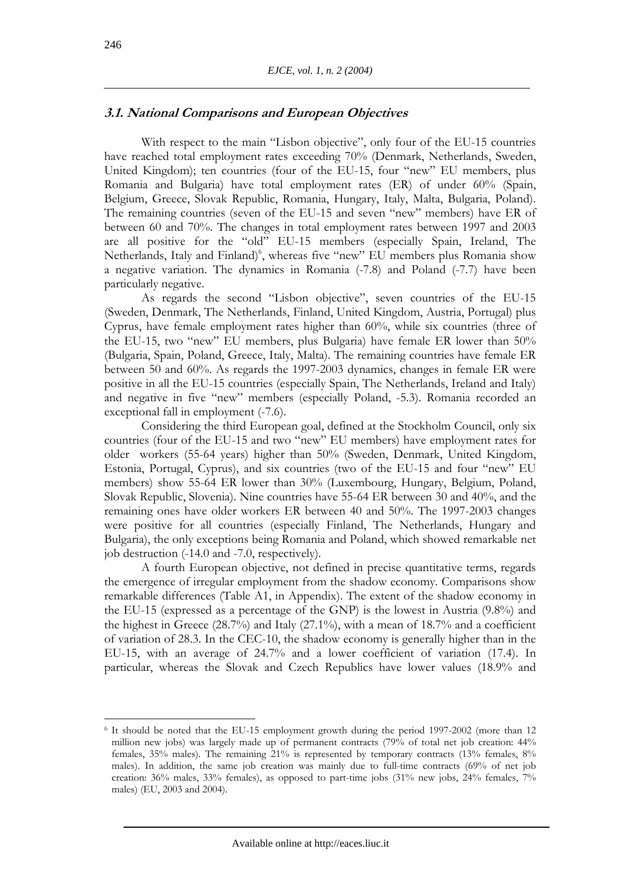### *3.1. National Comparisons and European Objectives*

With respect to the main "Lisbon objective", only four of the EU-15 countries have reached total employment rates exceeding 70% (Denmark, Netherlands, Sweden, United Kingdom); ten countries (four of the EU-15, four "new" EU members, plus Romania and Bulgaria) have total employment rates (ER) of under 60% (Spain, Belgium, Greece, Slovak Republic, Romania, Hungary, Italy, Malta, Bulgaria, Poland). The remaining countries (seven of the EU-15 and seven "new" members) have ER of between 60 and 70%. The changes in total employment rates between 1997 and 2003 are all positive for the "old" EU-15 members (especially Spain, Ireland, The Netherlands, Italy and Finland)[6], whereas five "new" EU members plus Romania show a negative variation. The dynamics in Romania (-7.8) and Poland (-7.7) have been particularly negative.

As regards the second "Lisbon objective", seven countries of the EU-15 (Sweden, Denmark, The Netherlands, Finland, United Kingdom, Austria, Portugal) plus Cyprus, have female employment rates higher than 60%, while six countries (three of the EU-15, two "new" EU members, plus Bulgaria) have female ER lower than 50% (Bulgaria, Spain, Poland, Greece, Italy, Malta). The remaining countries have female ER between 50 and 60%. As regards the 1997-2003 dynamics, changes in female ER were positive in all the EU-15 countries (especially Spain, The Netherlands, Ireland and Italy) and negative in five "new" members (especially Poland, -5.3). Romania recorded an exceptional fall in employment (-7.6).

Considering the third European goal, defined at the Stockholm Council, only six countries (four of the EU-15 and two "new" EU members) have employment rates for older workers (55-64 years) higher than 50% (Sweden, Denmark, United Kingdom, Estonia, Portugal, Cyprus), and six countries (two of the EU-15 and four "new" EU members) show 55-64 ER lower than 30% (Luxembourg, Hungary, Belgium, Poland, Slovak Republic, Slovenia). Nine countries have 55-64 ER between 30 and 40%, and the remaining ones have older workers ER between 40 and 50%. The 1997-2003 changes were positive for all countries (especially Finland, The Netherlands, Hungary and Bulgaria), the only exceptions being Romania and Poland, which showed remarkable net job destruction (-14.0 and -7.0, respectively).

A fourth European objective, not defined in precise quantitative terms, regards the emergence of irregular employment from the shadow economy. Comparisons show remarkable differences (Table A1, in Appendix). The extent of the shadow economy in the EU-15 (expressed as a percentage of the GNP) is the lowest in Austria (9.8%) and the highest in Greece (28.7%) and Italy (27.1%), with a mean of 18.7% and a coefficient of variation of 28.3. In the CEC-10, the shadow economy is generally higher than in the EU-15, with an average of 24.7% and a lower coefficient of variation (17.4). In particular, whereas the Slovak and Czech Republics have lower values (18.9% and

---

[6] It should be noted that the EU-15 employment growth during the period 1997-2002 (more than 12 million new jobs) was largely made up of permanent contracts (79% of total net job creation: 44% females, 35% males). The remaining 21% is represented by temporary contracts (13% females, 8% males). In addition, the same job creation was mainly due to full-time contracts (69% of net job creation: 36% males, 33% females), as opposed to part-time jobs (31% new jobs, 24% females, 7% males) (EU, 2003 and 2004).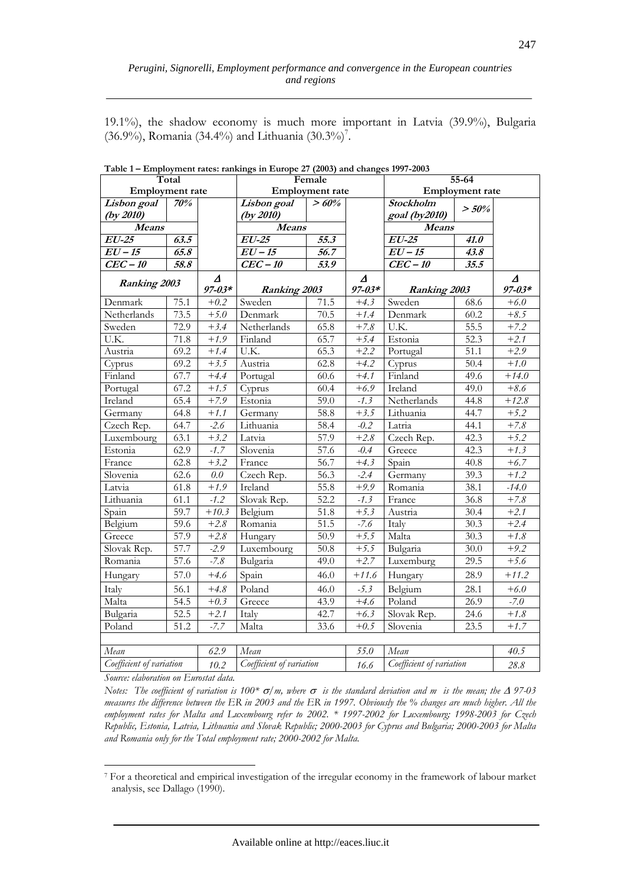19.1%), the shadow economy is much more important in Latvia (39.9%), Bulgaria (36.9%), Romania (34.4%) and Lithuania (30.3%)[7].

**Table 1 – Employment rates: rankings in Europe 27 (2003) and changes 1997-2003**

| **Total Employment rate** | | | **Female Employment rate** | | | **55-64 Employment rate** | | |
|---|---|---|---|---|---|---|---|---|
| ***Lisbon goal (by 2010)*** | ***70%*** | | ***Lisbon goal (by 2010)*** | ***> 60%*** | | ***Stockholm goal (by2010)*** | ***> 50%*** | |
| ***Means*** | | | ***Means*** | | | ***Means*** | | |
| ***EU-25*** | ***63.5*** | | ***EU-25*** | ***55.3*** | | ***EU-25*** | ***41.0*** | |
| ***EU – 15*** | ***65.8*** | | ***EU – 15*** | ***56.7*** | | ***EU – 15*** | ***43.8*** | |
| ***CEC – 10*** | ***58.8*** | | ***CEC – 10*** | ***53.9*** | | ***CEC – 10*** | ***35.5*** | |
| ***Ranking 2003*** | | ***Δ 97-03**** | ***Ranking 2003*** | | ***Δ 97-03**** | ***Ranking 2003*** | | ***Δ 97-03**** |
| Denmark | 75.1 | *+0.2* | Sweden | 71.5 | *+4.3* | Sweden | 68.6 | *+6.0* |
| Netherlands | 73.5 | *+5.0* | Denmark | 70.5 | *+1.4* | Denmark | 60.2 | *+8.5* |
| Sweden | 72.9 | *+3.4* | Netherlands | 65.8 | *+7.8* | U.K. | 55.5 | *+7.2* |
| U.K. | 71.8 | *+1.9* | Finland | 65.7 | *+5.4* | Estonia | 52.3 | *+2.1* |
| Austria | 69.2 | *+1.4* | U.K. | 65.3 | *+2.2* | Portugal | 51.1 | *+2.9* |
| Cyprus | 69.2 | *+3.5* | Austria | 62.8 | *+4.2* | Cyprus | 50.4 | *+1.0* |
| Finland | 67.7 | *+4.4* | Portugal | 60.6 | *+4.1* | Finland | 49.6 | *+14.0* |
| Portugal | 67.2 | *+1.5* | Cyprus | 60.4 | *+6.9* | Ireland | 49.0 | *+8.6* |
| Ireland | 65.4 | *+7.9* | Estonia | 59.0 | *-1.3* | Netherlands | 44.8 | *+12.8* |
| Germany | 64.8 | *+1.1* | Germany | 58.8 | *+3.5* | Lithuania | 44.7 | *+5.2* |
| Czech Rep. | 64.7 | *-2.6* | Lithuania | 58.4 | *-0.2* | Latria | 44.1 | *+7.8* |
| Luxembourg | 63.1 | *+3.2* | Latvia | 57.9 | *+2.8* | Czech Rep. | 42.3 | *+5.2* |
| Estonia | 62.9 | *-1.7* | Slovenia | 57.6 | *-0.4* | Greece | 42.3 | *+1.3* |
| France | 62.8 | *+3.2* | France | 56.7 | *+4.3* | Spain | 40.8 | *+6.7* |
| Slovenia | 62.6 | *0.0* | Czech Rep. | 56.3 | *-2.4* | Germany | 39.3 | *+1.2* |
| Latvia | 61.8 | *+1.9* | Ireland | 55.8 | *+9.9* | Romania | 38.1 | *-14.0* |
| Lithuania | 61.1 | *-1.2* | Slovak Rep. | 52.2 | *-1.3* | France | 36.8 | *+7.8* |
| Spain | 59.7 | *+10.3* | Belgium | 51.8 | *+5.3* | Austria | 30.4 | *+2.1* |
| Belgium | 59.6 | *+2.8* | Romania | 51.5 | *-7.6* | Italy | 30.3 | *+2.4* |
| Greece | 57.9 | *+2.8* | Hungary | 50.9 | *+5.5* | Malta | 30.3 | *+1.8* |
| Slovak Rep. | 57.7 | *-2.9* | Luxembourg | 50.8 | *+5.5* | Bulgaria | 30.0 | *+9.2* |
| Romania | 57.6 | *-7.8* | Bulgaria | 49.0 | *+2.7* | Luxemburg | 29.5 | *+5.6* |
| Hungary | 57.0 | *+4.6* | Spain | 46.0 | *+11.6* | Hungary | 28.9 | *+11.2* |
| Italy | 56.1 | *+4.8* | Poland | 46.0 | *-5.3* | Belgium | 28.1 | *+6.0* |
| Malta | 54.5 | *+0.3* | Greece | 43.9 | *+4.6* | Poland | 26.9 | *-7.0* |
| Bulgaria | 52.5 | *+2.1* | Italy | 42.7 | *+6.3* | Slovak Rep. | 24.6 | *+1.8* |
| Poland | 51.2 | *-7.7* | Malta | 33.6 | *+0.5* | Slovenia | 23.5 | *+1.7* |
| | | | | | | | | |
| *Mean* | | *62.9* | *Mean* | | *55.0* | *Mean* | | *40.5* |
| *Coefficient of variation* | | *10.2* | *Coefficient of variation* | | *16.6* | *Coefficient of variation* | | *28.8* |

*Source: elaboration on Eurostat data.*

*Notes: The coefficient of variation is 100\* $\sigma/m$, where $\sigma$ is the standard deviation and $m$ is the mean; the $\Delta$ 97-03 measures the difference between the ER in 2003 and the ER in 1997. Obviously the % changes are much higher. All the employment rates for Malta and Luxembourg refer to 2002. \* 1997-2002 for Luxembourg; 1998-2003 for Czech Republic, Estonia, Latvia, Lithuania and Slovak Republic; 2000-2003 for Cyprus and Bulgaria; 2000-2003 for Malta and Romania only for the Total employment rate; 2000-2002 for Malta.*

[7] For a theoretical and empirical investigation of the irregular economy in the framework of labour market analysis, see Dallago (1990).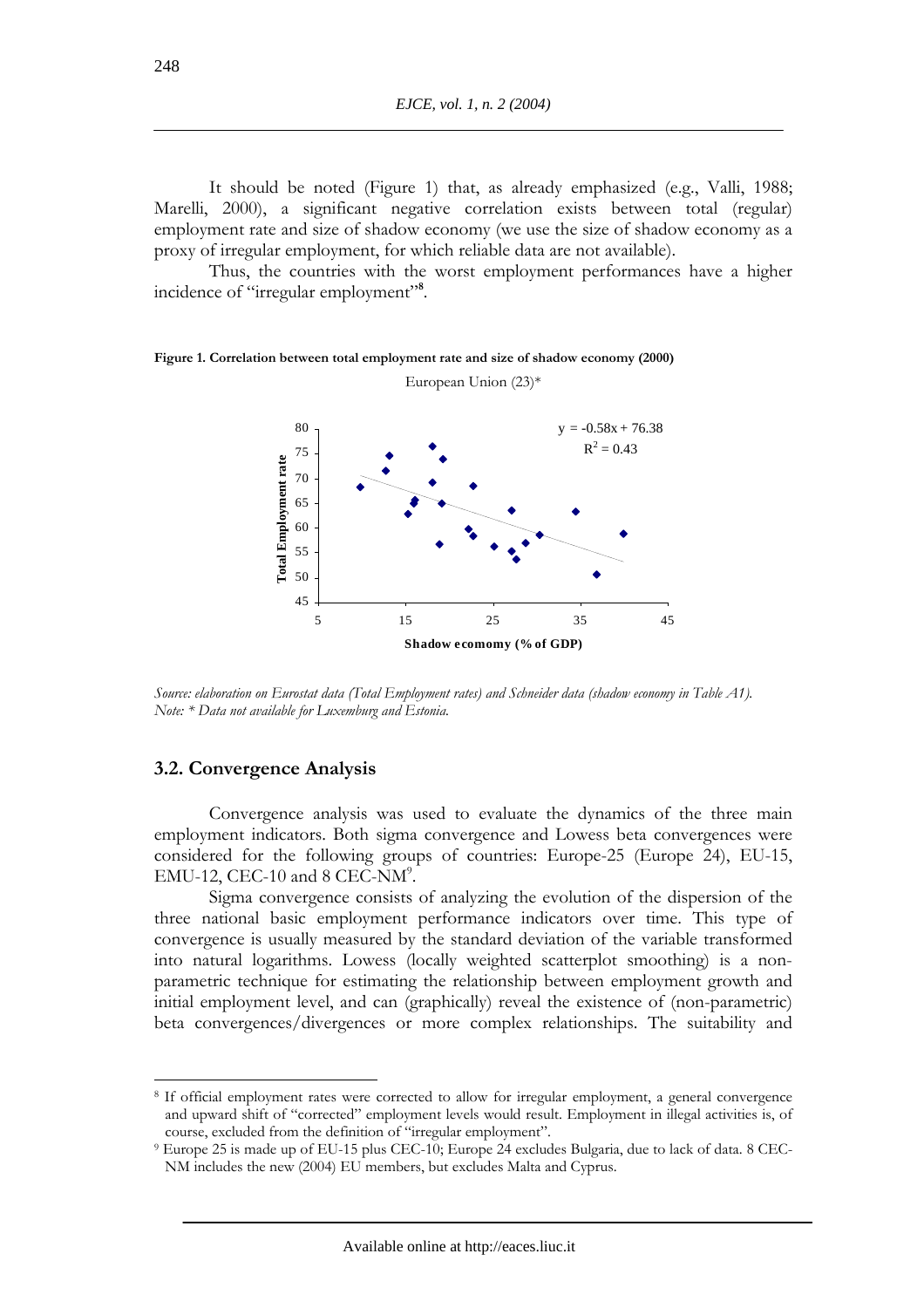It should be noted (Figure 1) that, as already emphasized (e.g., Valli, 1988; Marelli, 2000), a significant negative correlation exists between total (regular) employment rate and size of shadow economy (we use the size of shadow economy as a proxy of irregular employment, for which reliable data are not available).

Thus, the countries with the worst employment performances have a higher incidence of "irregular employment"[8].

**Figure 1. Correlation between total employment rate and size of shadow economy (2000)**

European Union (23)*

$y = -0.58x + 76.38$
$R^2 = 0.43$

*Source: elaboration on Eurostat data (Total Employment rates) and Schneider data (shadow economy in Table A1).*
*Note: * Data not available for Luxemburg and Estonia.*

### 3.2. Convergence Analysis

Convergence analysis was used to evaluate the dynamics of the three main employment indicators. Both sigma convergence and Lowess beta convergences were considered for the following groups of countries: Europe-25 (Europe 24), EU-15, EMU-12, CEC-10 and 8 CEC-NM[9].

Sigma convergence consists of analyzing the evolution of the dispersion of the three national basic employment performance indicators over time. This type of convergence is usually measured by the standard deviation of the variable transformed into natural logarithms. Lowess (locally weighted scatterplot smoothing) is a non-parametric technique for estimating the relationship between employment growth and initial employment level, and can (graphically) reveal the existence of (non-parametric) beta convergences/divergences or more complex relationships. The suitability and

[8] If official employment rates were corrected to allow for irregular employment, a general convergence and upward shift of "corrected" employment levels would result. Employment in illegal activities is, of course, excluded from the definition of "irregular employment".

[9] Europe 25 is made up of EU-15 plus CEC-10; Europe 24 excludes Bulgaria, due to lack of data. 8 CEC-NM includes the new (2004) EU members, but excludes Malta and Cyprus.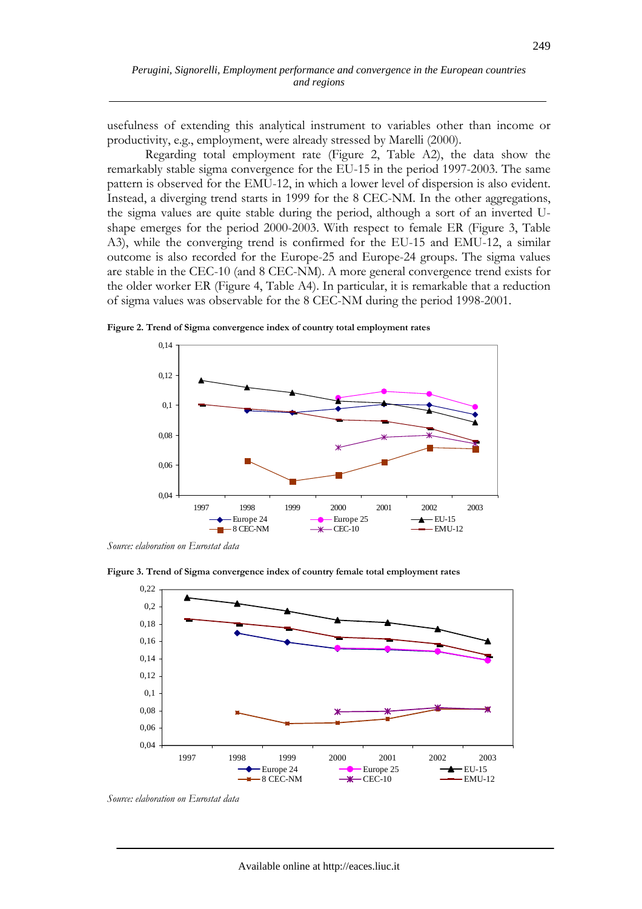usefulness of extending this analytical instrument to variables other than income or productivity, e.g., employment, were already stressed by Marelli (2000).

Regarding total employment rate (Figure 2, Table A2), the data show the remarkably stable sigma convergence for the EU-15 in the period 1997-2003. The same pattern is observed for the EMU-12, in which a lower level of dispersion is also evident. Instead, a diverging trend starts in 1999 for the 8 CEC-NM. In the other aggregations, the sigma values are quite stable during the period, although a sort of an inverted U-shape emerges for the period 2000-2003. With respect to female ER (Figure 3, Table A3), while the converging trend is confirmed for the EU-15 and EMU-12, a similar outcome is also recorded for the Europe-25 and Europe-24 groups. The sigma values are stable in the CEC-10 (and 8 CEC-NM). A more general convergence trend exists for the older worker ER (Figure 4, Table A4). In particular, it is remarkable that a reduction of sigma values was observable for the 8 CEC-NM during the period 1998-2001.

**Figure 2. Trend of Sigma convergence index of country total employment rates**

*Source: elaboration on Eurostat data*

**Figure 3. Trend of Sigma convergence index of country female total employment rates**

*Source: elaboration on Eurostat data*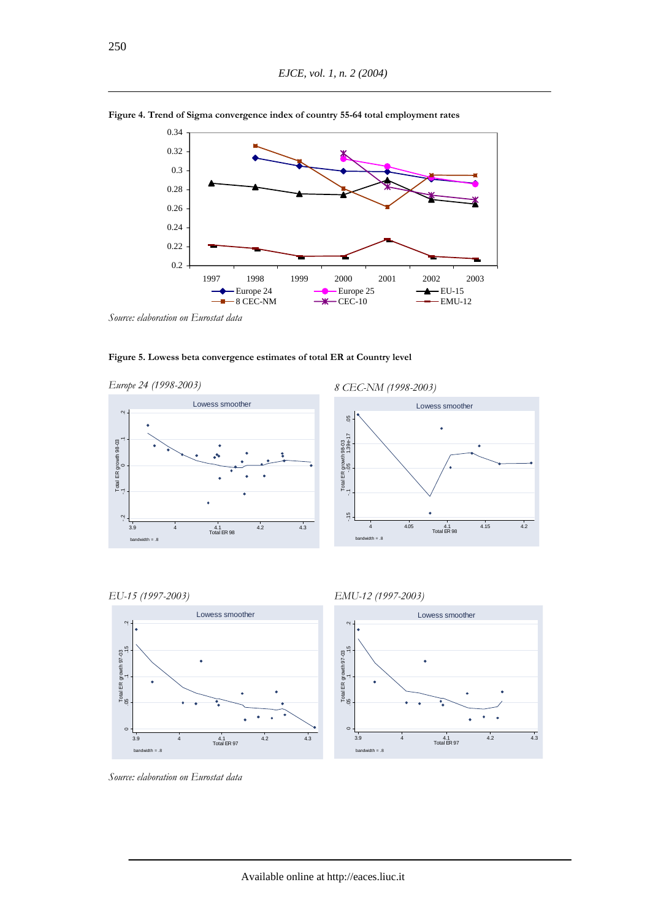**Figure 4. Trend of Sigma convergence index of country 55-64 total employment rates**

*Source: elaboration on Eurostat data*

**Figure 5. Lowess beta convergence estimates of total ER at Country level**

*Europe 24 (1998-2003)*

*8 CEC-NM (1998-2003)*

*EU-15 (1997-2003)*

*EMU-12 (1997-2003)*

*Source: elaboration on Eurostat data*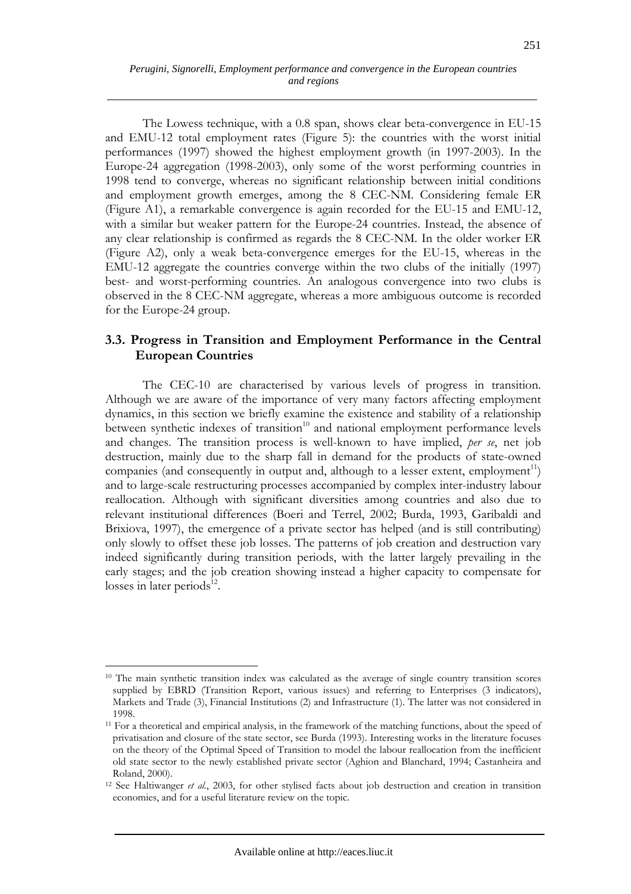The Lowess technique, with a 0.8 span, shows clear beta-convergence in EU-15 and EMU-12 total employment rates (Figure 5): the countries with the worst initial performances (1997) showed the highest employment growth (in 1997-2003). In the Europe-24 aggregation (1998-2003), only some of the worst performing countries in 1998 tend to converge, whereas no significant relationship between initial conditions and employment growth emerges, among the 8 CEC-NM. Considering female ER (Figure A1), a remarkable convergence is again recorded for the EU-15 and EMU-12, with a similar but weaker pattern for the Europe-24 countries. Instead, the absence of any clear relationship is confirmed as regards the 8 CEC-NM. In the older worker ER (Figure A2), only a weak beta-convergence emerges for the EU-15, whereas in the EMU-12 aggregate the countries converge within the two clubs of the initially (1997) best- and worst-performing countries. An analogous convergence into two clubs is observed in the 8 CEC-NM aggregate, whereas a more ambiguous outcome is recorded for the Europe-24 group.

### 3.3. Progress in Transition and Employment Performance in the Central European Countries

The CEC-10 are characterised by various levels of progress in transition. Although we are aware of the importance of very many factors affecting employment dynamics, in this section we briefly examine the existence and stability of a relationship between synthetic indexes of transition[10] and national employment performance levels and changes. The transition process is well-known to have implied, *per se*, net job destruction, mainly due to the sharp fall in demand for the products of state-owned companies (and consequently in output and, although to a lesser extent, employment[11]) and to large-scale restructuring processes accompanied by complex inter-industry labour reallocation. Although with significant diversities among countries and also due to relevant institutional differences (Boeri and Terrel, 2002; Burda, 1993, Garibaldi and Brixiova, 1997), the emergence of a private sector has helped (and is still contributing) only slowly to offset these job losses. The patterns of job creation and destruction vary indeed significantly during transition periods, with the latter largely prevailing in the early stages; and the job creation showing instead a higher capacity to compensate for losses in later periods[12].

---

[10] The main synthetic transition index was calculated as the average of single country transition scores supplied by EBRD (Transition Report, various issues) and referring to Enterprises (3 indicators), Markets and Trade (3), Financial Institutions (2) and Infrastructure (1). The latter was not considered in 1998.

[11] For a theoretical and empirical analysis, in the framework of the matching functions, about the speed of privatisation and closure of the state sector, see Burda (1993). Interesting works in the literature focuses on the theory of the Optimal Speed of Transition to model the labour reallocation from the inefficient old state sector to the newly established private sector (Aghion and Blanchard, 1994; Castanheira and Roland, 2000).

[12] See Haltiwanger *et al.*, 2003, for other stylised facts about job destruction and creation in transition economies, and for a useful literature review on the topic.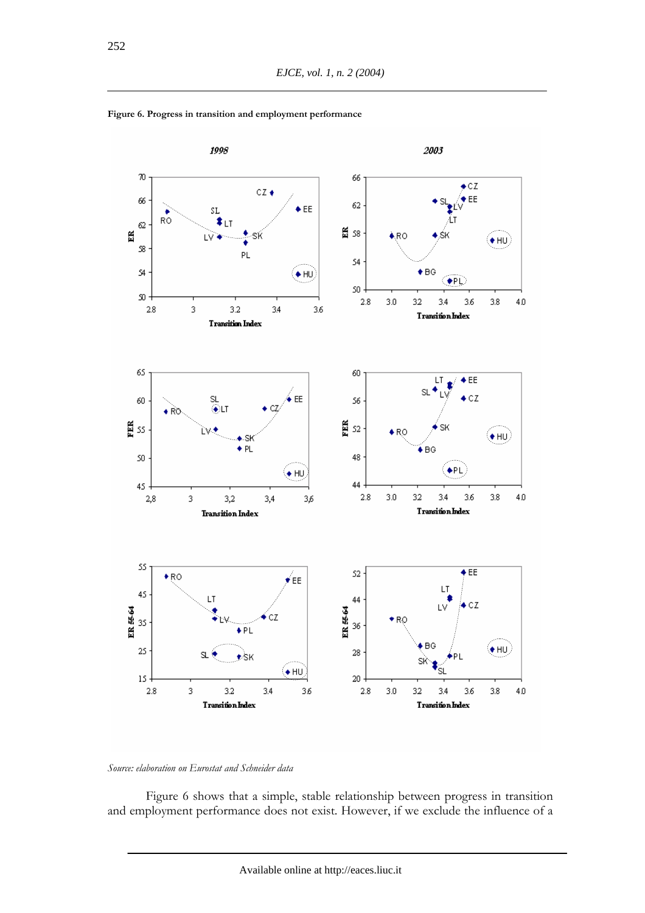**Figure 6. Progress in transition and employment performance**

*Source: elaboration on Eurostat and Schneider data*

Figure 6 shows that a simple, stable relationship between progress in transition and employment performance does not exist. However, if we exclude the influence of a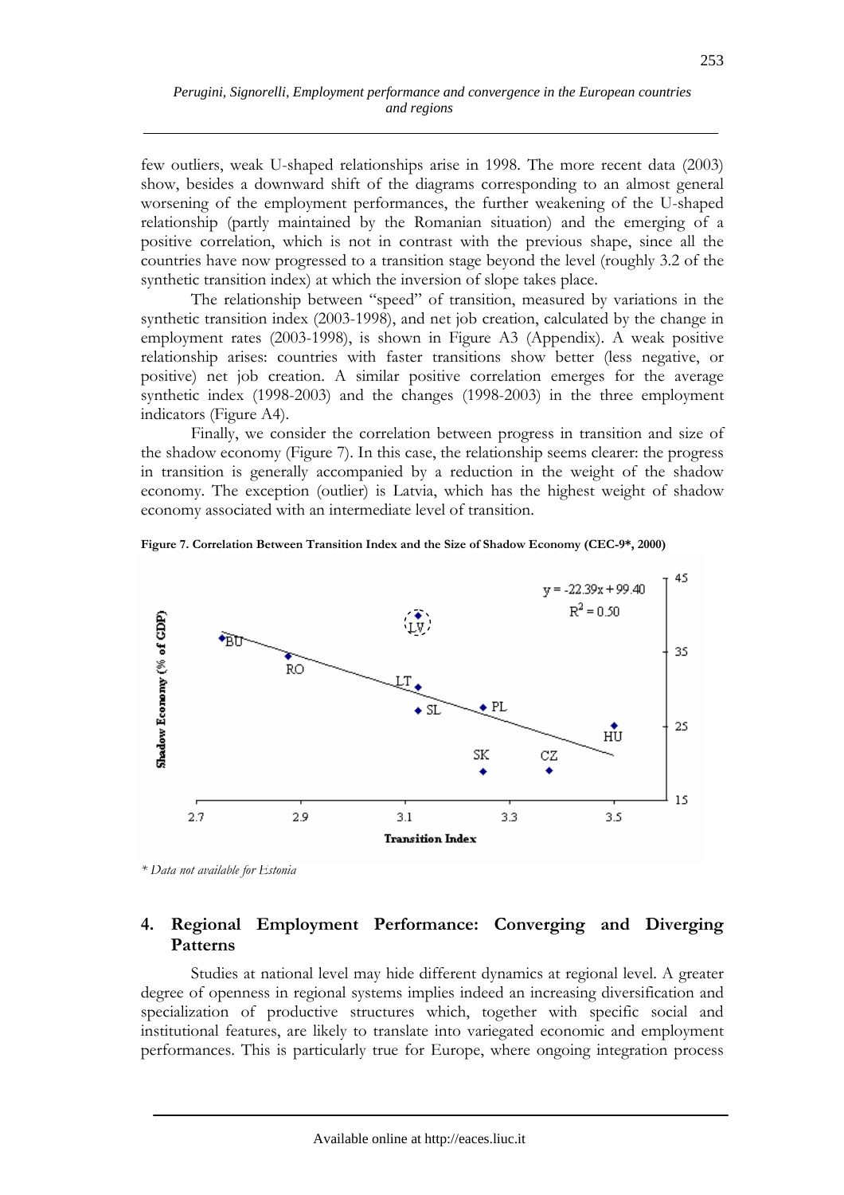few outliers, weak U-shaped relationships arise in 1998. The more recent data (2003) show, besides a downward shift of the diagrams corresponding to an almost general worsening of the employment performances, the further weakening of the U-shaped relationship (partly maintained by the Romanian situation) and the emerging of a positive correlation, which is not in contrast with the previous shape, since all the countries have now progressed to a transition stage beyond the level (roughly 3.2 of the synthetic transition index) at which the inversion of slope takes place.

The relationship between "speed" of transition, measured by variations in the synthetic transition index (2003-1998), and net job creation, calculated by the change in employment rates (2003-1998), is shown in Figure A3 (Appendix). A weak positive relationship arises: countries with faster transitions show better (less negative, or positive) net job creation. A similar positive correlation emerges for the average synthetic index (1998-2003) and the changes (1998-2003) in the three employment indicators (Figure A4).

Finally, we consider the correlation between progress in transition and size of the shadow economy (Figure 7). In this case, the relationship seems clearer: the progress in transition is generally accompanied by a reduction in the weight of the shadow economy. The exception (outlier) is Latvia, which has the highest weight of shadow economy associated with an intermediate level of transition.

**Figure 7. Correlation Between Transition Index and the Size of Shadow Economy (CEC-9*, 2000)**

$$y = -22.39x + 99.40$$
$$R^2 = 0.50$$

*\* Data not available for Estonia*

## 4. Regional Employment Performance: Converging and Diverging Patterns

Studies at national level may hide different dynamics at regional level. A greater degree of openness in regional systems implies indeed an increasing diversification and specialization of productive structures which, together with specific social and institutional features, are likely to translate into variegated economic and employment performances. This is particularly true for Europe, where ongoing integration process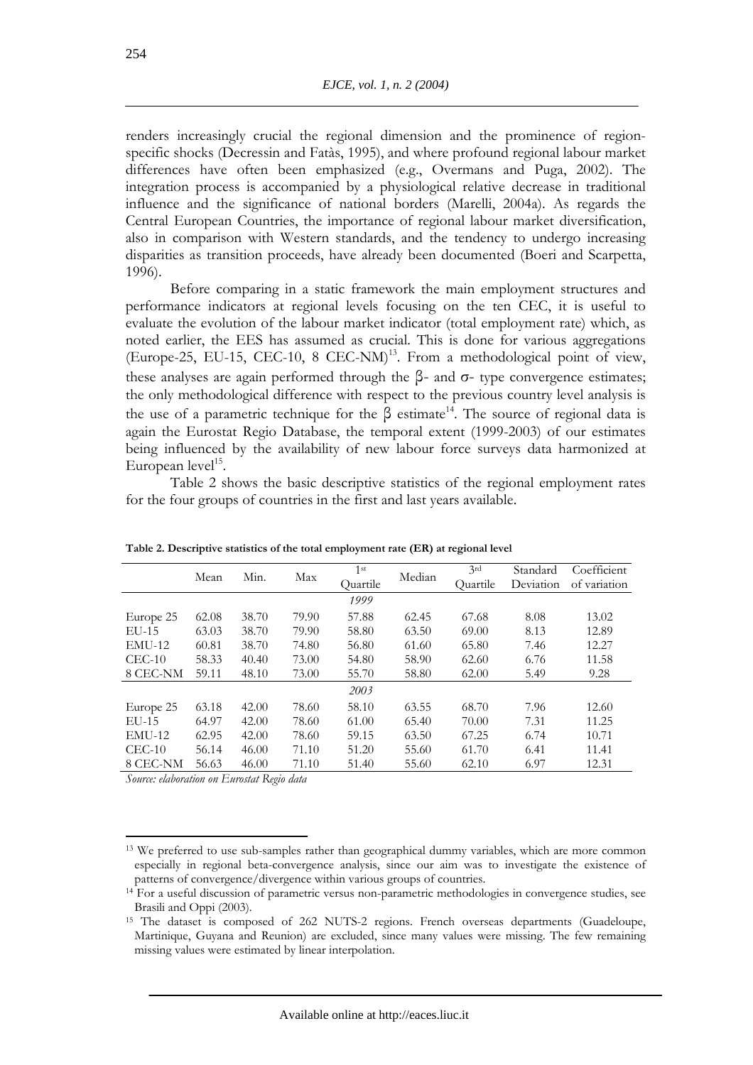renders increasingly crucial the regional dimension and the prominence of region-specific shocks (Decressin and Fatàs, 1995), and where profound regional labour market differences have often been emphasized (e.g., Overmans and Puga, 2002). The integration process is accompanied by a physiological relative decrease in traditional influence and the significance of national borders (Marelli, 2004a). As regards the Central European Countries, the importance of regional labour market diversification, also in comparison with Western standards, and the tendency to undergo increasing disparities as transition proceeds, have already been documented (Boeri and Scarpetta, 1996).

Before comparing in a static framework the main employment structures and performance indicators at regional levels focusing on the ten CEC, it is useful to evaluate the evolution of the labour market indicator (total employment rate) which, as noted earlier, the EES has assumed as crucial. This is done for various aggregations (Europe-25, EU-15, CEC-10, 8 CEC-NM)[13]. From a methodological point of view, these analyses are again performed through the $\beta$- and $\sigma$- type convergence estimates; the only methodological difference with respect to the previous country level analysis is the use of a parametric technique for the $\beta$ estimate[14]. The source of regional data is again the Eurostat Regio Database, the temporal extent (1999-2003) of our estimates being influenced by the availability of new labour force surveys data harmonized at European level[15].

Table 2 shows the basic descriptive statistics of the regional employment rates for the four groups of countries in the first and last years available.

**Table 2. Descriptive statistics of the total employment rate (ER) at regional level**

| | Mean | Min. | Max | 1st Quartile | Median | 3rd Quartile | Standard Deviation | Coefficient of variation |
|---|---|---|---|---|---|---|---|---|
| | | | | *1999* | | | | |
| Europe 25 | 62.08 | 38.70 | 79.90 | 57.88 | 62.45 | 67.68 | 8.08 | 13.02 |
| EU-15 | 63.03 | 38.70 | 79.90 | 58.80 | 63.50 | 69.00 | 8.13 | 12.89 |
| EMU-12 | 60.81 | 38.70 | 74.80 | 56.80 | 61.60 | 65.80 | 7.46 | 12.27 |
| CEC-10 | 58.33 | 40.40 | 73.00 | 54.80 | 58.90 | 62.60 | 6.76 | 11.58 |
| 8 CEC-NM | 59.11 | 48.10 | 73.00 | 55.70 | 58.80 | 62.00 | 5.49 | 9.28 |
| | | | | *2003* | | | | |
| Europe 25 | 63.18 | 42.00 | 78.60 | 58.10 | 63.55 | 68.70 | 7.96 | 12.60 |
| EU-15 | 64.97 | 42.00 | 78.60 | 61.00 | 65.40 | 70.00 | 7.31 | 11.25 |
| EMU-12 | 62.95 | 42.00 | 78.60 | 59.15 | 63.50 | 67.25 | 6.74 | 10.71 |
| CEC-10 | 56.14 | 46.00 | 71.10 | 51.20 | 55.60 | 61.70 | 6.41 | 11.41 |
| 8 CEC-NM | 56.63 | 46.00 | 71.10 | 51.40 | 55.60 | 62.10 | 6.97 | 12.31 |

*Source: elaboration on Eurostat Regio data*

[13] We preferred to use sub-samples rather than geographical dummy variables, which are more common especially in regional beta-convergence analysis, since our aim was to investigate the existence of patterns of convergence/divergence within various groups of countries.

[14] For a useful discussion of parametric versus non-parametric methodologies in convergence studies, see Brasili and Oppi (2003).

[15] The dataset is composed of 262 NUTS-2 regions. French overseas departments (Guadeloupe, Martinique, Guyana and Reunion) are excluded, since many values were missing. The few remaining missing values were estimated by linear interpolation.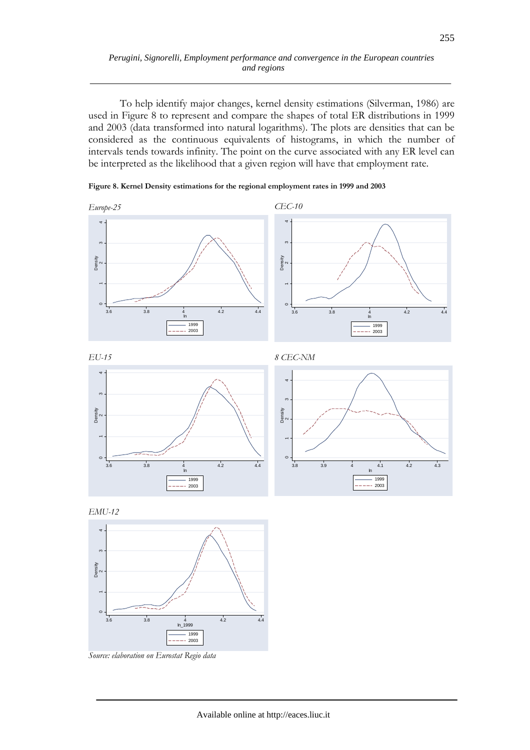To help identify major changes, kernel density estimations (Silverman, 1986) are used in Figure 8 to represent and compare the shapes of total ER distributions in 1999 and 2003 (data transformed into natural logarithms). The plots are densities that can be considered as the continuous equivalents of histograms, in which the number of intervals tends towards infinity. The point on the curve associated with any ER level can be interpreted as the likelihood that a given region will have that employment rate.

**Figure 8. Kernel Density estimations for the regional employment rates in 1999 and 2003**

*Europe-25*

*CEC-10*

*EU-15*

*8 CEC-NM*

*EMU-12*

*Source: elaboration on Eurostat Regio data*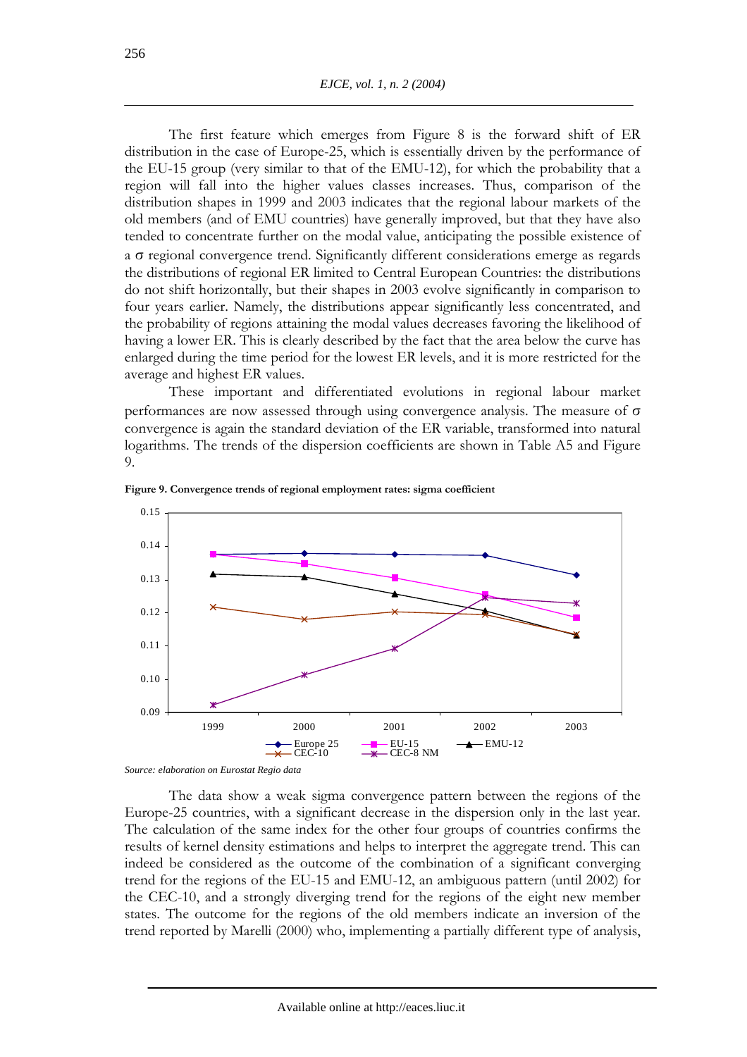The first feature which emerges from Figure 8 is the forward shift of ER distribution in the case of Europe-25, which is essentially driven by the performance of the EU-15 group (very similar to that of the EMU-12), for which the probability that a region will fall into the higher values classes increases. Thus, comparison of the distribution shapes in 1999 and 2003 indicates that the regional labour markets of the old members (and of EMU countries) have generally improved, but that they have also tended to concentrate further on the modal value, anticipating the possible existence of a σ regional convergence trend. Significantly different considerations emerge as regards the distributions of regional ER limited to Central European Countries: the distributions do not shift horizontally, but their shapes in 2003 evolve significantly in comparison to four years earlier. Namely, the distributions appear significantly less concentrated, and the probability of regions attaining the modal values decreases favoring the likelihood of having a lower ER. This is clearly described by the fact that the area below the curve has enlarged during the time period for the lowest ER levels, and it is more restricted for the average and highest ER values.

These important and differentiated evolutions in regional labour market performances are now assessed through using convergence analysis. The measure of σ convergence is again the standard deviation of the ER variable, transformed into natural logarithms. The trends of the dispersion coefficients are shown in Table A5 and Figure 9.

**Figure 9. Convergence trends of regional employment rates: sigma coefficient**

*Source: elaboration on Eurostat Regio data*

The data show a weak sigma convergence pattern between the regions of the Europe-25 countries, with a significant decrease in the dispersion only in the last year. The calculation of the same index for the other four groups of countries confirms the results of kernel density estimations and helps to interpret the aggregate trend. This can indeed be considered as the outcome of the combination of a significant converging trend for the regions of the EU-15 and EMU-12, an ambiguous pattern (until 2002) for the CEC-10, and a strongly diverging trend for the regions of the eight new member states. The outcome for the regions of the old members indicate an inversion of the trend reported by Marelli (2000) who, implementing a partially different type of analysis,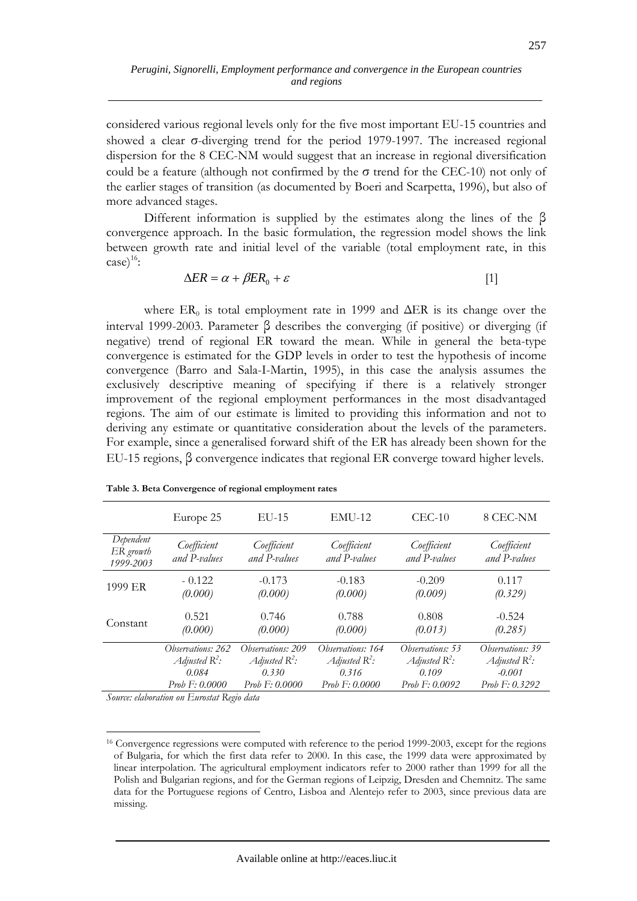considered various regional levels only for the five most important EU-15 countries and showed a clear σ-diverging trend for the period 1979-1997. The increased regional dispersion for the 8 CEC-NM would suggest that an increase in regional diversification could be a feature (although not confirmed by the σ trend for the CEC-10) not only of the earlier stages of transition (as documented by Boeri and Scarpetta, 1996), but also of more advanced stages.

Different information is supplied by the estimates along the lines of the β convergence approach. In the basic formulation, the regression model shows the link between growth rate and initial level of the variable (total employment rate, in this case)[16]:

$$\Delta ER = \alpha + \beta ER_0 + \varepsilon \qquad [1]$$

where $ER_0$ is total employment rate in 1999 and $\Delta ER$ is its change over the interval 1999-2003. Parameter β describes the converging (if positive) or diverging (if negative) trend of regional ER toward the mean. While in general the beta-type convergence is estimated for the GDP levels in order to test the hypothesis of income convergence (Barro and Sala-I-Martin, 1995), in this case the analysis assumes the exclusively descriptive meaning of specifying if there is a relatively stronger improvement of the regional employment performances in the most disadvantaged regions. The aim of our estimate is limited to providing this information and not to deriving any estimate or quantitative consideration about the levels of the parameters. For example, since a generalised forward shift of the ER has already been shown for the EU-15 regions, β convergence indicates that regional ER converge toward higher levels.

**Table 3. Beta Convergence of regional employment rates**

| | Europe 25 | EU-15 | EMU-12 | CEC-10 | 8 CEC-NM |
|---|---|---|---|---|---|
| *Dependent ER growth 1999-2003* | *Coefficient and P-values* | *Coefficient and P-values* | *Coefficient and P-values* | *Coefficient and P-values* | *Coefficient and P-values* |
| 1999 ER | - 0.122 *(0.000)* | -0.173 *(0.000)* | -0.183 *(0.000)* | -0.209 *(0.009)* | 0.117 *(0.329)* |
| Constant | 0.521 *(0.000)* | 0.746 *(0.000)* | 0.788 *(0.000)* | 0.808 *(0.013)* | -0.524 *(0.285)* |
| | *Observations: 262 Adjusted $R^2$: 0.084 Prob F: 0.0000* | *Observations: 209 Adjusted $R^2$: 0.330 Prob F: 0.0000* | *Observations: 164 Adjusted $R^2$: 0.316 Prob F: 0.0000* | *Observations: 53 Adjusted $R^2$: 0.109 Prob F: 0.0092* | *Observations: 39 Adjusted $R^2$: -0.001 Prob F: 0.3292* |

*Source: elaboration on Eurostat Regio data*

[16] Convergence regressions were computed with reference to the period 1999-2003, except for the regions of Bulgaria, for which the first data refer to 2000. In this case, the 1999 data were approximated by linear interpolation. The agricultural employment indicators refer to 2000 rather than 1999 for all the Polish and Bulgarian regions, and for the German regions of Leipzig, Dresden and Chemnitz. The same data for the Portuguese regions of Centro, Lisboa and Alentejo refer to 2003, since previous data are missing.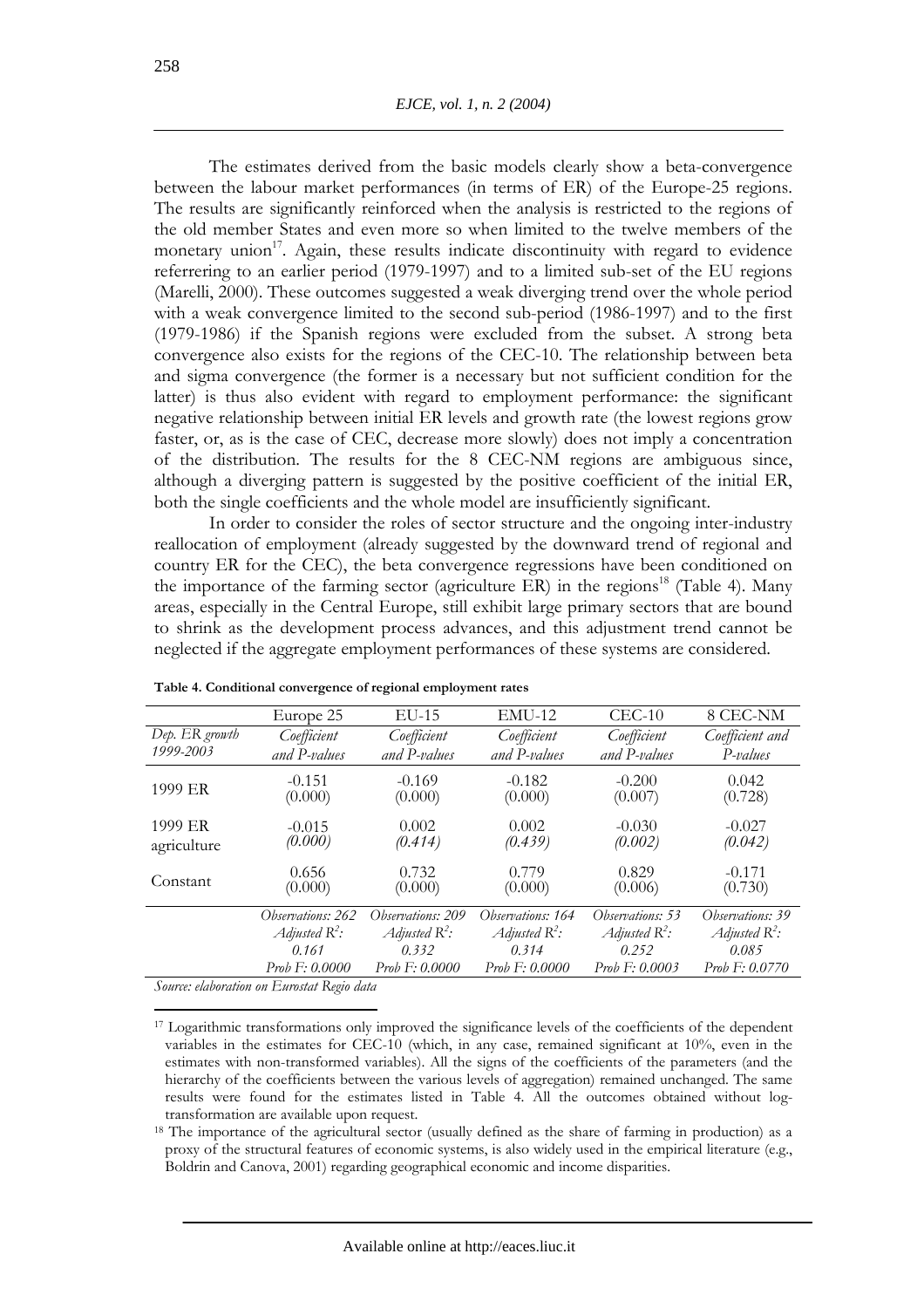The estimates derived from the basic models clearly show a beta-convergence between the labour market performances (in terms of ER) of the Europe-25 regions. The results are significantly reinforced when the analysis is restricted to the regions of the old member States and even more so when limited to the twelve members of the monetary union[17]. Again, these results indicate discontinuity with regard to evidence referrering to an earlier period (1979-1997) and to a limited sub-set of the EU regions (Marelli, 2000). These outcomes suggested a weak diverging trend over the whole period with a weak convergence limited to the second sub-period (1986-1997) and to the first (1979-1986) if the Spanish regions were excluded from the subset. A strong beta convergence also exists for the regions of the CEC-10. The relationship between beta and sigma convergence (the former is a necessary but not sufficient condition for the latter) is thus also evident with regard to employment performance: the significant negative relationship between initial ER levels and growth rate (the lowest regions grow faster, or, as is the case of CEC, decrease more slowly) does not imply a concentration of the distribution. The results for the 8 CEC-NM regions are ambiguous since, although a diverging pattern is suggested by the positive coefficient of the initial ER, both the single coefficients and the whole model are insufficiently significant.

In order to consider the roles of sector structure and the ongoing inter-industry reallocation of employment (already suggested by the downward trend of regional and country ER for the CEC), the beta convergence regressions have been conditioned on the importance of the farming sector (agriculture ER) in the regions[18] (Table 4). Many areas, especially in the Central Europe, still exhibit large primary sectors that are bound to shrink as the development process advances, and this adjustment trend cannot be neglected if the aggregate employment performances of these systems are considered.

**Table 4. Conditional convergence of regional employment rates**

| | Europe 25 | EU-15 | EMU-12 | CEC-10 | 8 CEC-NM |
|---|---|---|---|---|---|
| *Dep. ER growth 1999-2003* | *Coefficient and P-values* | *Coefficient and P-values* | *Coefficient and P-values* | *Coefficient and P-values* | *Coefficient and P-values* |
| 1999 ER | -0.151<br>(0.000) | -0.169<br>(0.000) | -0.182<br>(0.000) | -0.200<br>(0.007) | 0.042<br>(0.728) |
| 1999 ER agriculture | -0.015<br>*(0.000)* | 0.002<br>*(0.414)* | 0.002<br>*(0.439)* | -0.030<br>*(0.002)* | -0.027<br>*(0.042)* |
| Constant | 0.656<br>(0.000) | 0.732<br>(0.000) | 0.779<br>(0.000) | 0.829<br>(0.006) | -0.171<br>(0.730) |
| | *Observations: 262*<br>*Adjusted $R^2$: 0.161*<br>*Prob F: 0.0000* | *Observations: 209*<br>*Adjusted $R^2$: 0.332*<br>*Prob F: 0.0000* | *Observations: 164*<br>*Adjusted $R^2$: 0.314*<br>*Prob F: 0.0000* | *Observations: 53*<br>*Adjusted $R^2$: 0.252*<br>*Prob F: 0.0003* | *Observations: 39*<br>*Adjusted $R^2$: 0.085*<br>*Prob F: 0.0770* |

*Source: elaboration on Eurostat Regio data*

[17] Logarithmic transformations only improved the significance levels of the coefficients of the dependent variables in the estimates for CEC-10 (which, in any case, remained significant at 10%, even in the estimates with non-transformed variables). All the signs of the coefficients of the parameters (and the hierarchy of the coefficients between the various levels of aggregation) remained unchanged. The same results were found for the estimates listed in Table 4. All the outcomes obtained without log-transformation are available upon request.

[18] The importance of the agricultural sector (usually defined as the share of farming in production) as a proxy of the structural features of economic systems, is also widely used in the empirical literature (e.g., Boldrin and Canova, 2001) regarding geographical economic and income disparities.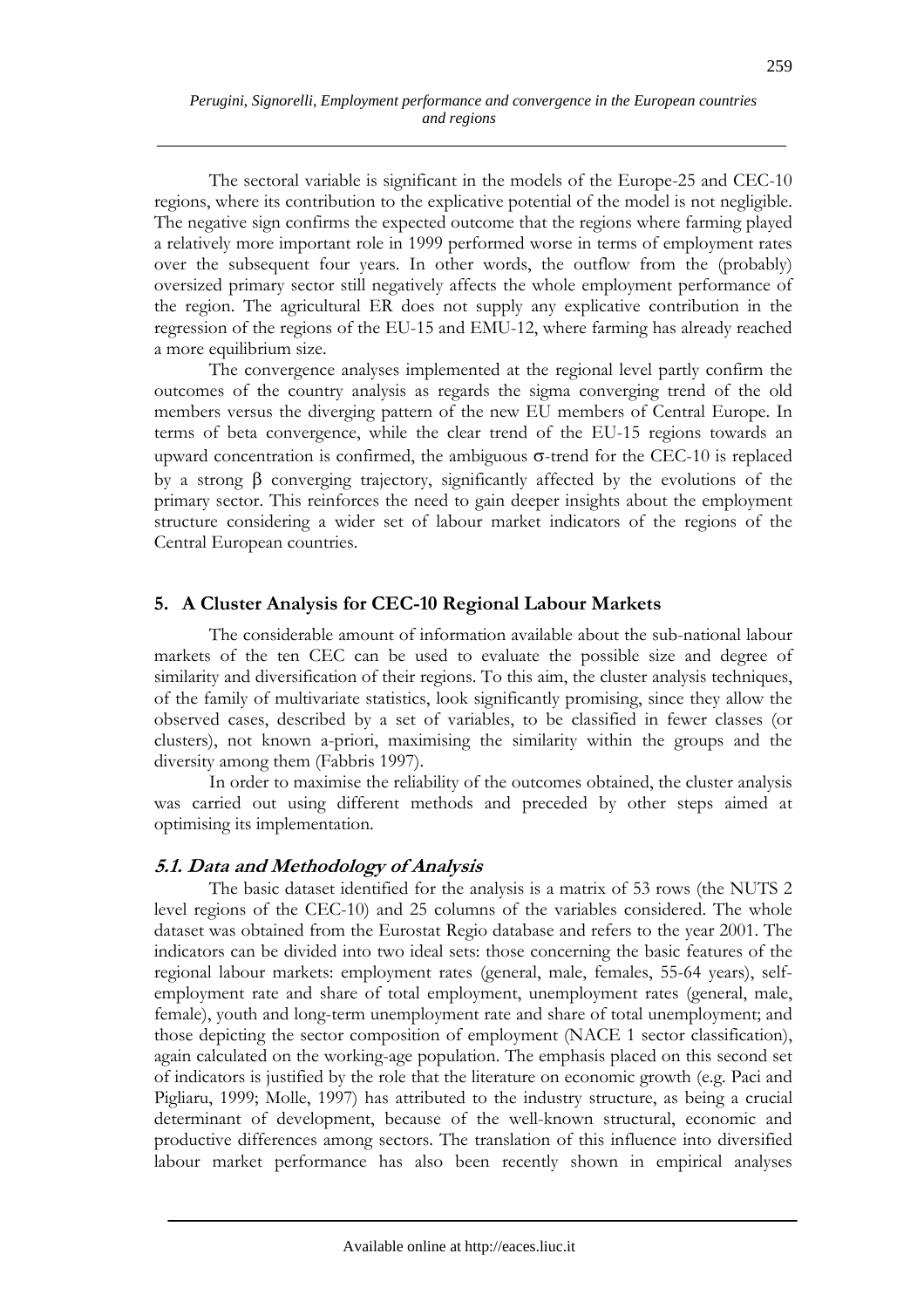The sectoral variable is significant in the models of the Europe-25 and CEC-10 regions, where its contribution to the explicative potential of the model is not negligible. The negative sign confirms the expected outcome that the regions where farming played a relatively more important role in 1999 performed worse in terms of employment rates over the subsequent four years. In other words, the outflow from the (probably) oversized primary sector still negatively affects the whole employment performance of the region. The agricultural ER does not supply any explicative contribution in the regression of the regions of the EU-15 and EMU-12, where farming has already reached a more equilibrium size.

The convergence analyses implemented at the regional level partly confirm the outcomes of the country analysis as regards the sigma converging trend of the old members versus the diverging pattern of the new EU members of Central Europe. In terms of beta convergence, while the clear trend of the EU-15 regions towards an upward concentration is confirmed, the ambiguous $\sigma$-trend for the CEC-10 is replaced by a strong $\beta$ converging trajectory, significantly affected by the evolutions of the primary sector. This reinforces the need to gain deeper insights about the employment structure considering a wider set of labour market indicators of the regions of the Central European countries.

## 5. A Cluster Analysis for CEC-10 Regional Labour Markets

The considerable amount of information available about the sub-national labour markets of the ten CEC can be used to evaluate the possible size and degree of similarity and diversification of their regions. To this aim, the cluster analysis techniques, of the family of multivariate statistics, look significantly promising, since they allow the observed cases, described by a set of variables, to be classified in fewer classes (or clusters), not known a-priori, maximising the similarity within the groups and the diversity among them (Fabbris 1997).

In order to maximise the reliability of the outcomes obtained, the cluster analysis was carried out using different methods and preceded by other steps aimed at optimising its implementation.

### *5.1. Data and Methodology of Analysis*

The basic dataset identified for the analysis is a matrix of 53 rows (the NUTS 2 level regions of the CEC-10) and 25 columns of the variables considered. The whole dataset was obtained from the Eurostat Regio database and refers to the year 2001. The indicators can be divided into two ideal sets: those concerning the basic features of the regional labour markets: employment rates (general, male, females, 55-64 years), self-employment rate and share of total employment, unemployment rates (general, male, female), youth and long-term unemployment rate and share of total unemployment; and those depicting the sector composition of employment (NACE 1 sector classification), again calculated on the working-age population. The emphasis placed on this second set of indicators is justified by the role that the literature on economic growth (e.g. Paci and Pigliaru, 1999; Molle, 1997) has attributed to the industry structure, as being a crucial determinant of development, because of the well-known structural, economic and productive differences among sectors. The translation of this influence into diversified labour market performance has also been recently shown in empirical analyses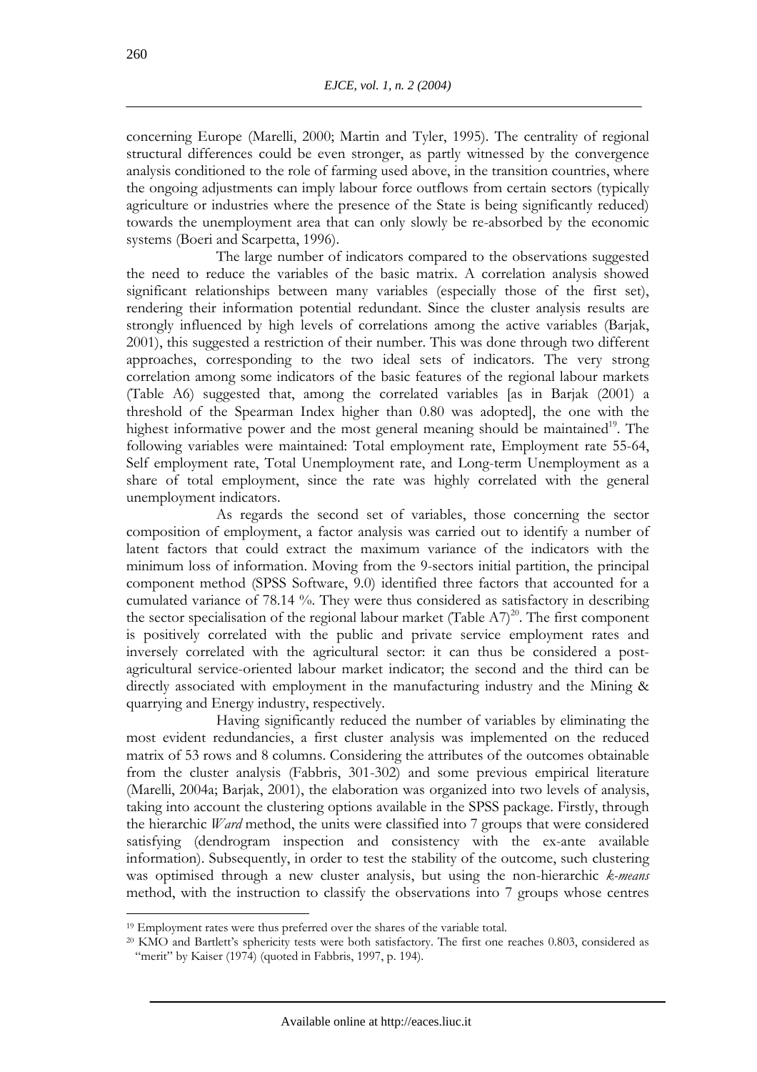concerning Europe (Marelli, 2000; Martin and Tyler, 1995). The centrality of regional structural differences could be even stronger, as partly witnessed by the convergence analysis conditioned to the role of farming used above, in the transition countries, where the ongoing adjustments can imply labour force outflows from certain sectors (typically agriculture or industries where the presence of the State is being significantly reduced) towards the unemployment area that can only slowly be re-absorbed by the economic systems (Boeri and Scarpetta, 1996).

The large number of indicators compared to the observations suggested the need to reduce the variables of the basic matrix. A correlation analysis showed significant relationships between many variables (especially those of the first set), rendering their information potential redundant. Since the cluster analysis results are strongly influenced by high levels of correlations among the active variables (Barjak, 2001), this suggested a restriction of their number. This was done through two different approaches, corresponding to the two ideal sets of indicators. The very strong correlation among some indicators of the basic features of the regional labour markets (Table A6) suggested that, among the correlated variables [as in Barjak (2001) a threshold of the Spearman Index higher than 0.80 was adopted], the one with the highest informative power and the most general meaning should be maintained[19]. The following variables were maintained: Total employment rate, Employment rate 55-64, Self employment rate, Total Unemployment rate, and Long-term Unemployment as a share of total employment, since the rate was highly correlated with the general unemployment indicators.

As regards the second set of variables, those concerning the sector composition of employment, a factor analysis was carried out to identify a number of latent factors that could extract the maximum variance of the indicators with the minimum loss of information. Moving from the 9-sectors initial partition, the principal component method (SPSS Software, 9.0) identified three factors that accounted for a cumulated variance of 78.14 %. They were thus considered as satisfactory in describing the sector specialisation of the regional labour market (Table A7)[20]. The first component is positively correlated with the public and private service employment rates and inversely correlated with the agricultural sector: it can thus be considered a post-agricultural service-oriented labour market indicator; the second and the third can be directly associated with employment in the manufacturing industry and the Mining & quarrying and Energy industry, respectively.

Having significantly reduced the number of variables by eliminating the most evident redundancies, a first cluster analysis was implemented on the reduced matrix of 53 rows and 8 columns. Considering the attributes of the outcomes obtainable from the cluster analysis (Fabbris, 301-302) and some previous empirical literature (Marelli, 2004a; Barjak, 2001), the elaboration was organized into two levels of analysis, taking into account the clustering options available in the SPSS package. Firstly, through the hierarchic *Ward* method, the units were classified into 7 groups that were considered satisfying (dendrogram inspection and consistency with the ex-ante available information). Subsequently, in order to test the stability of the outcome, such clustering was optimised through a new cluster analysis, but using the non-hierarchic *k-means* method, with the instruction to classify the observations into 7 groups whose centres

[19] Employment rates were thus preferred over the shares of the variable total.

[20] KMO and Bartlett's sphericity tests were both satisfactory. The first one reaches 0.803, considered as "merit" by Kaiser (1974) (quoted in Fabbris, 1997, p. 194).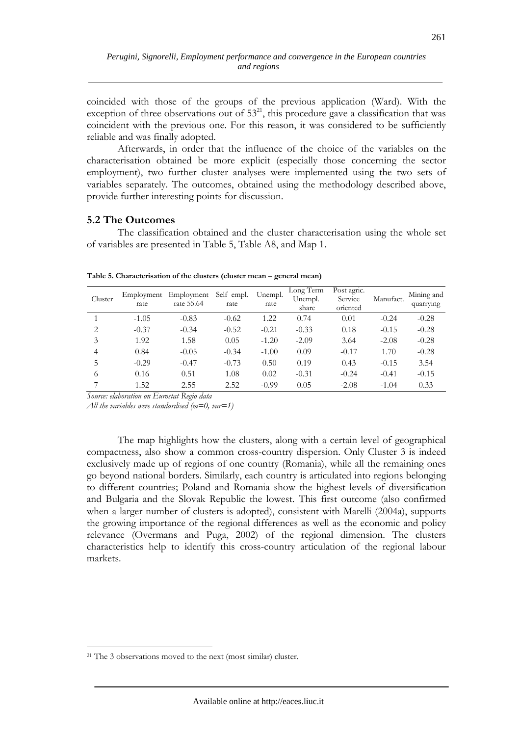coincided with those of the groups of the previous application (Ward). With the exception of three observations out of 53[21], this procedure gave a classification that was coincident with the previous one. For this reason, it was considered to be sufficiently reliable and was finally adopted.

Afterwards, in order that the influence of the choice of the variables on the characterisation obtained be more explicit (especially those concerning the sector employment), two further cluster analyses were implemented using the two sets of variables separately. The outcomes, obtained using the methodology described above, provide further interesting points for discussion.

## 5.2 The Outcomes

The classification obtained and the cluster characterisation using the whole set of variables are presented in Table 5, Table A8, and Map 1.

**Table 5. Characterisation of the clusters (cluster mean – general mean)**

| Cluster | Employment rate | Employment rate 55.64 | Self empl. rate | Unempl. rate | Long Term Unempl. share | Post agric. Service oriented | Manufact. | Mining and quarrying |
|---|---|---|---|---|---|---|---|---|
| 1 | -1.05 | -0.83 | -0.62 | 1.22 | 0.74 | 0.01 | -0.24 | -0.28 |
| 2 | -0.37 | -0.34 | -0.52 | -0.21 | -0.33 | 0.18 | -0.15 | -0.28 |
| 3 | 1.92 | 1.58 | 0.05 | -1.20 | -2.09 | 3.64 | -2.08 | -0.28 |
| 4 | 0.84 | -0.05 | -0.34 | -1.00 | 0.09 | -0.17 | 1.70 | -0.28 |
| 5 | -0.29 | -0.47 | -0.73 | 0.50 | 0.19 | 0.43 | -0.15 | 3.54 |
| 6 | 0.16 | 0.51 | 1.08 | 0.02 | -0.31 | -0.24 | -0.41 | -0.15 |
| 7 | 1.52 | 2.55 | 2.52 | -0.99 | 0.05 | -2.08 | -1.04 | 0.33 |

*Source: elaboration on Eurostat Regio data*
*All the variables were standardised (m=0, var=1)*

The map highlights how the clusters, along with a certain level of geographical compactness, also show a common cross-country dispersion. Only Cluster 3 is indeed exclusively made up of regions of one country (Romania), while all the remaining ones go beyond national borders. Similarly, each country is articulated into regions belonging to different countries; Poland and Romania show the highest levels of diversification and Bulgaria and the Slovak Republic the lowest. This first outcome (also confirmed when a larger number of clusters is adopted), consistent with Marelli (2004a), supports the growing importance of the regional differences as well as the economic and policy relevance (Overmans and Puga, 2002) of the regional dimension. The clusters characteristics help to identify this cross-country articulation of the regional labour markets.

---

[21] The 3 observations moved to the next (most similar) cluster.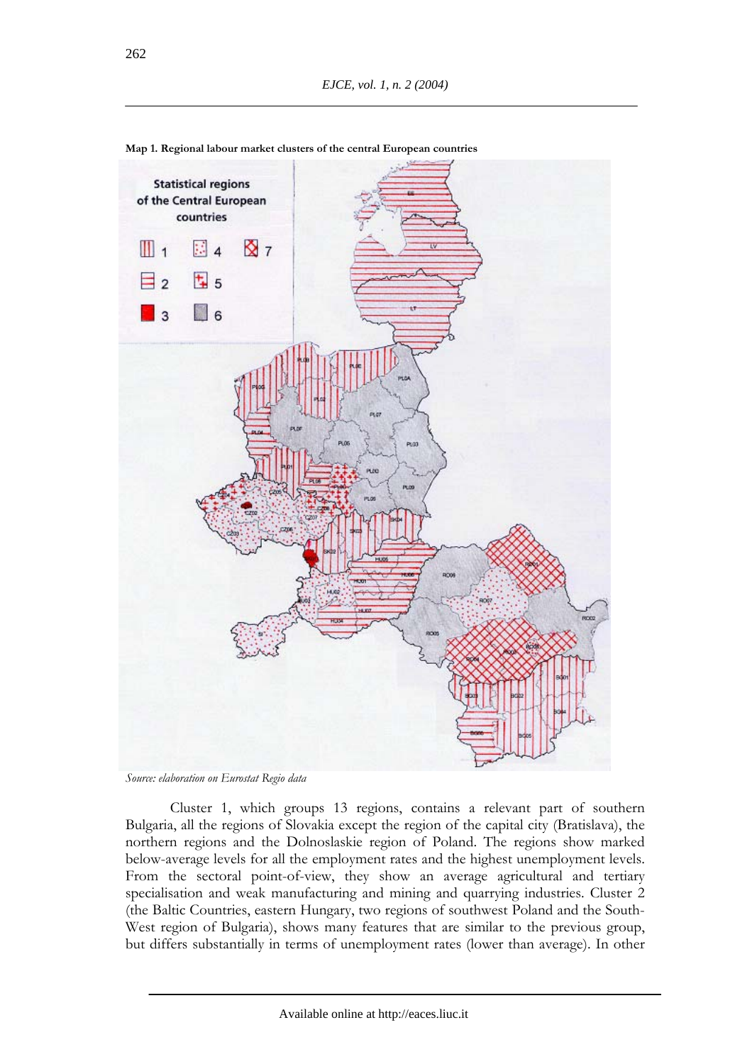**Map 1. Regional labour market clusters of the central European countries**

*Source: elaboration on Eurostat Regio data*

Cluster 1, which groups 13 regions, contains a relevant part of southern Bulgaria, all the regions of Slovakia except the region of the capital city (Bratislava), the northern regions and the Dolnoslaskie region of Poland. The regions show marked below-average levels for all the employment rates and the highest unemployment levels. From the sectoral point-of-view, they show an average agricultural and tertiary specialisation and weak manufacturing and mining and quarrying industries. Cluster 2 (the Baltic Countries, eastern Hungary, two regions of southwest Poland and the South-West region of Bulgaria), shows many features that are similar to the previous group, but differs substantially in terms of unemployment rates (lower than average). In other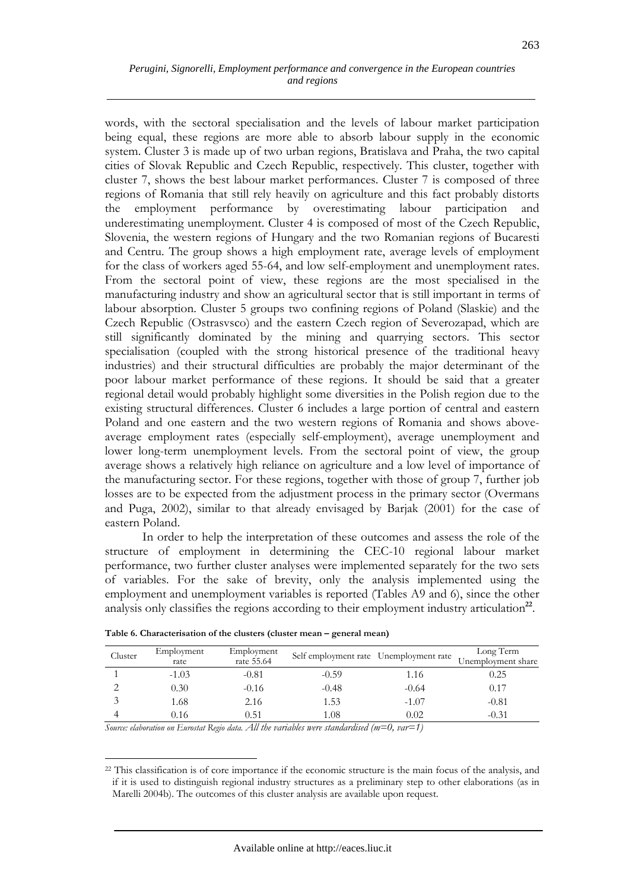words, with the sectoral specialisation and the levels of labour market participation being equal, these regions are more able to absorb labour supply in the economic system. Cluster 3 is made up of two urban regions, Bratislava and Praha, the two capital cities of Slovak Republic and Czech Republic, respectively. This cluster, together with cluster 7, shows the best labour market performances. Cluster 7 is composed of three regions of Romania that still rely heavily on agriculture and this fact probably distorts the employment performance by overestimating labour participation and underestimating unemployment. Cluster 4 is composed of most of the Czech Republic, Slovenia, the western regions of Hungary and the two Romanian regions of Bucaresti and Centru. The group shows a high employment rate, average levels of employment for the class of workers aged 55-64, and low self-employment and unemployment rates. From the sectoral point of view, these regions are the most specialised in the manufacturing industry and show an agricultural sector that is still important in terms of labour absorption. Cluster 5 groups two confining regions of Poland (Slaskie) and the Czech Republic (Ostrasvsco) and the eastern Czech region of Severozapad, which are still significantly dominated by the mining and quarrying sectors. This sector specialisation (coupled with the strong historical presence of the traditional heavy industries) and their structural difficulties are probably the major determinant of the poor labour market performance of these regions. It should be said that a greater regional detail would probably highlight some diversities in the Polish region due to the existing structural differences. Cluster 6 includes a large portion of central and eastern Poland and one eastern and the two western regions of Romania and shows above-average employment rates (especially self-employment), average unemployment and lower long-term unemployment levels. From the sectoral point of view, the group average shows a relatively high reliance on agriculture and a low level of importance of the manufacturing sector. For these regions, together with those of group 7, further job losses are to be expected from the adjustment process in the primary sector (Overmans and Puga, 2002), similar to that already envisaged by Barjak (2001) for the case of eastern Poland.

In order to help the interpretation of these outcomes and assess the role of the structure of employment in determining the CEC-10 regional labour market performance, two further cluster analyses were implemented separately for the two sets of variables. For the sake of brevity, only the analysis implemented using the employment and unemployment variables is reported (Tables A9 and 6), since the other analysis only classifies the regions according to their employment industry articulation[22].

**Table 6. Characterisation of the clusters (cluster mean – general mean)**

| Cluster | Employment rate | Employment rate 55.64 | Self employment rate | Unemployment rate | Long Term Unemployment share |
|---|---|---|---|---|---|
| 1 | -1.03 | -0.81 | -0.59 | 1.16 | 0.25 |
| 2 | 0.30 | -0.16 | -0.48 | -0.64 | 0.17 |
| 3 | 1.68 | 2.16 | 1.53 | -1.07 | -0.81 |
| 4 | 0.16 | 0.51 | 1.08 | 0.02 | -0.31 |

*Source: elaboration on Eurostat Regio data. All the variables were standardised (m=0, var=1)*

[22] This classification is of core importance if the economic structure is the main focus of the analysis, and if it is used to distinguish regional industry structures as a preliminary step to other elaborations (as in Marelli 2004b). The outcomes of this cluster analysis are available upon request.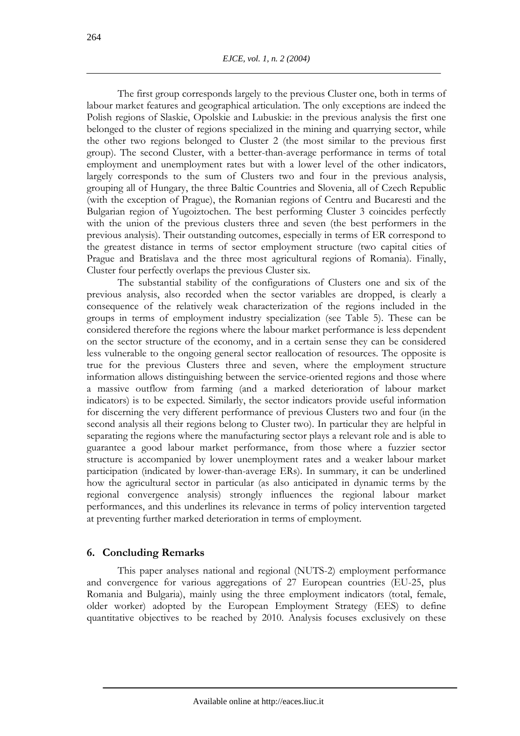The first group corresponds largely to the previous Cluster one, both in terms of labour market features and geographical articulation. The only exceptions are indeed the Polish regions of Slaskie, Opolskie and Lubuskie: in the previous analysis the first one belonged to the cluster of regions specialized in the mining and quarrying sector, while the other two regions belonged to Cluster 2 (the most similar to the previous first group). The second Cluster, with a better-than-average performance in terms of total employment and unemployment rates but with a lower level of the other indicators, largely corresponds to the sum of Clusters two and four in the previous analysis, grouping all of Hungary, the three Baltic Countries and Slovenia, all of Czech Republic (with the exception of Prague), the Romanian regions of Centru and Bucaresti and the Bulgarian region of Yugoiztochen. The best performing Cluster 3 coincides perfectly with the union of the previous clusters three and seven (the best performers in the previous analysis). Their outstanding outcomes, especially in terms of ER correspond to the greatest distance in terms of sector employment structure (two capital cities of Prague and Bratislava and the three most agricultural regions of Romania). Finally, Cluster four perfectly overlaps the previous Cluster six.

The substantial stability of the configurations of Clusters one and six of the previous analysis, also recorded when the sector variables are dropped, is clearly a consequence of the relatively weak characterization of the regions included in the groups in terms of employment industry specialization (see Table 5). These can be considered therefore the regions where the labour market performance is less dependent on the sector structure of the economy, and in a certain sense they can be considered less vulnerable to the ongoing general sector reallocation of resources. The opposite is true for the previous Clusters three and seven, where the employment structure information allows distinguishing between the service-oriented regions and those where a massive outflow from farming (and a marked deterioration of labour market indicators) is to be expected. Similarly, the sector indicators provide useful information for discerning the very different performance of previous Clusters two and four (in the second analysis all their regions belong to Cluster two). In particular they are helpful in separating the regions where the manufacturing sector plays a relevant role and is able to guarantee a good labour market performance, from those where a fuzzier sector structure is accompanied by lower unemployment rates and a weaker labour market participation (indicated by lower-than-average ERs). In summary, it can be underlined how the agricultural sector in particular (as also anticipated in dynamic terms by the regional convergence analysis) strongly influences the regional labour market performances, and this underlines its relevance in terms of policy intervention targeted at preventing further marked deterioration in terms of employment.

## 6. Concluding Remarks

This paper analyses national and regional (NUTS-2) employment performance and convergence for various aggregations of 27 European countries (EU-25, plus Romania and Bulgaria), mainly using the three employment indicators (total, female, older worker) adopted by the European Employment Strategy (EES) to define quantitative objectives to be reached by 2010. Analysis focuses exclusively on these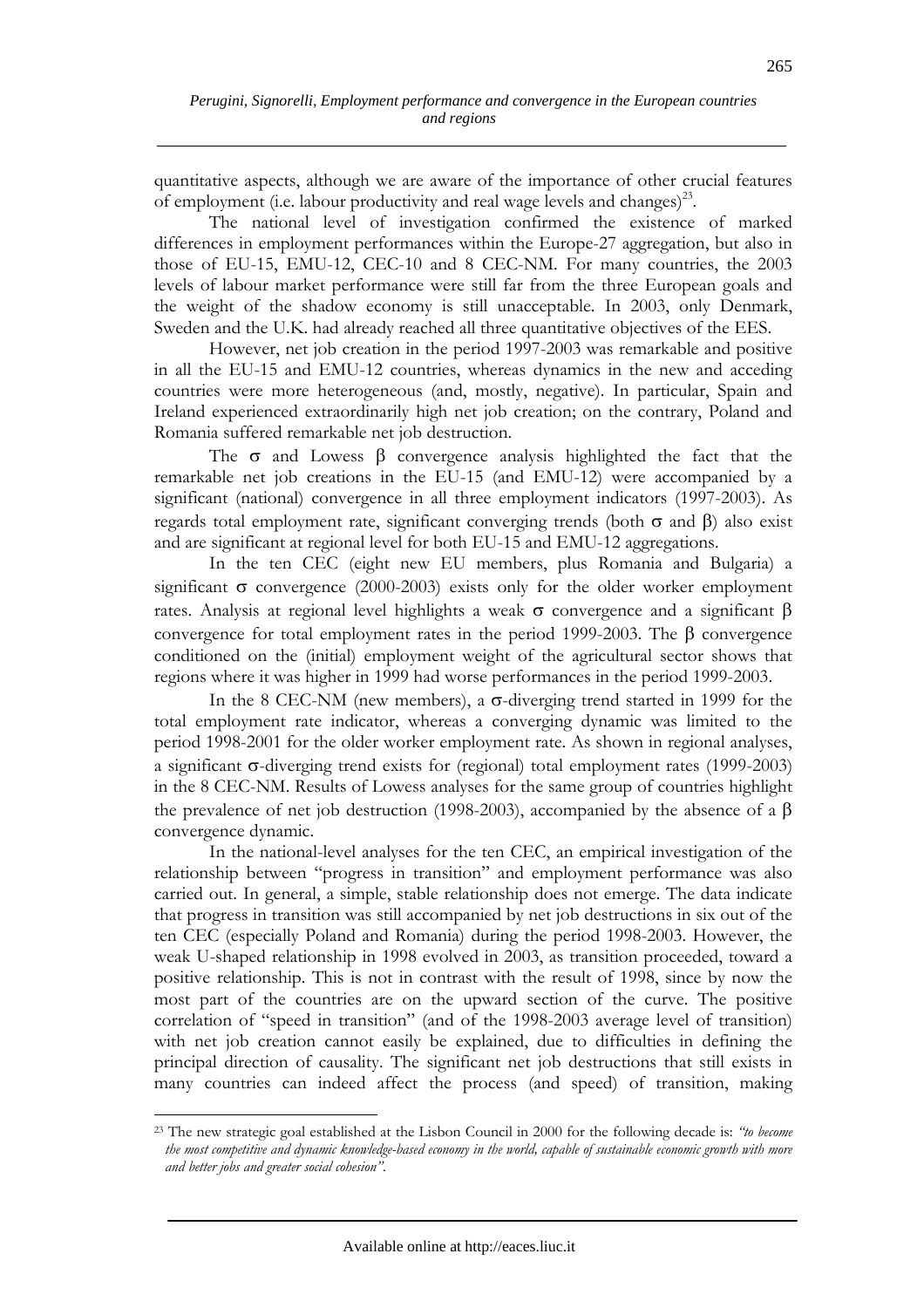quantitative aspects, although we are aware of the importance of other crucial features of employment (i.e. labour productivity and real wage levels and changes)[23].

The national level of investigation confirmed the existence of marked differences in employment performances within the Europe-27 aggregation, but also in those of EU-15, EMU-12, CEC-10 and 8 CEC-NM. For many countries, the 2003 levels of labour market performance were still far from the three European goals and the weight of the shadow economy is still unacceptable. In 2003, only Denmark, Sweden and the U.K. had already reached all three quantitative objectives of the EES.

However, net job creation in the period 1997-2003 was remarkable and positive in all the EU-15 and EMU-12 countries, whereas dynamics in the new and acceding countries were more heterogeneous (and, mostly, negative). In particular, Spain and Ireland experienced extraordinarily high net job creation; on the contrary, Poland and Romania suffered remarkable net job destruction.

The $\sigma$ and Lowess $\beta$ convergence analysis highlighted the fact that the remarkable net job creations in the EU-15 (and EMU-12) were accompanied by a significant (national) convergence in all three employment indicators (1997-2003). As regards total employment rate, significant converging trends (both $\sigma$ and $\beta$) also exist and are significant at regional level for both EU-15 and EMU-12 aggregations.

In the ten CEC (eight new EU members, plus Romania and Bulgaria) a significant $\sigma$ convergence (2000-2003) exists only for the older worker employment rates. Analysis at regional level highlights a weak $\sigma$ convergence and a significant $\beta$ convergence for total employment rates in the period 1999-2003. The $\beta$ convergence conditioned on the (initial) employment weight of the agricultural sector shows that regions where it was higher in 1999 had worse performances in the period 1999-2003.

In the 8 CEC-NM (new members), a $\sigma$-diverging trend started in 1999 for the total employment rate indicator, whereas a converging dynamic was limited to the period 1998-2001 for the older worker employment rate. As shown in regional analyses, a significant $\sigma$-diverging trend exists for (regional) total employment rates (1999-2003) in the 8 CEC-NM. Results of Lowess analyses for the same group of countries highlight the prevalence of net job destruction (1998-2003), accompanied by the absence of a $\beta$ convergence dynamic.

In the national-level analyses for the ten CEC, an empirical investigation of the relationship between "progress in transition" and employment performance was also carried out. In general, a simple, stable relationship does not emerge. The data indicate that progress in transition was still accompanied by net job destructions in six out of the ten CEC (especially Poland and Romania) during the period 1998-2003. However, the weak U-shaped relationship in 1998 evolved in 2003, as transition proceeded, toward a positive relationship. This is not in contrast with the result of 1998, since by now the most part of the countries are on the upward section of the curve. The positive correlation of "speed in transition" (and of the 1998-2003 average level of transition) with net job creation cannot easily be explained, due to difficulties in defining the principal direction of causality. The significant net job destructions that still exists in many countries can indeed affect the process (and speed) of transition, making

[23] The new strategic goal established at the Lisbon Council in 2000 for the following decade is: *"to become the most competitive and dynamic knowledge-based economy in the world, capable of sustainable economic growth with more and better jobs and greater social cohesion".*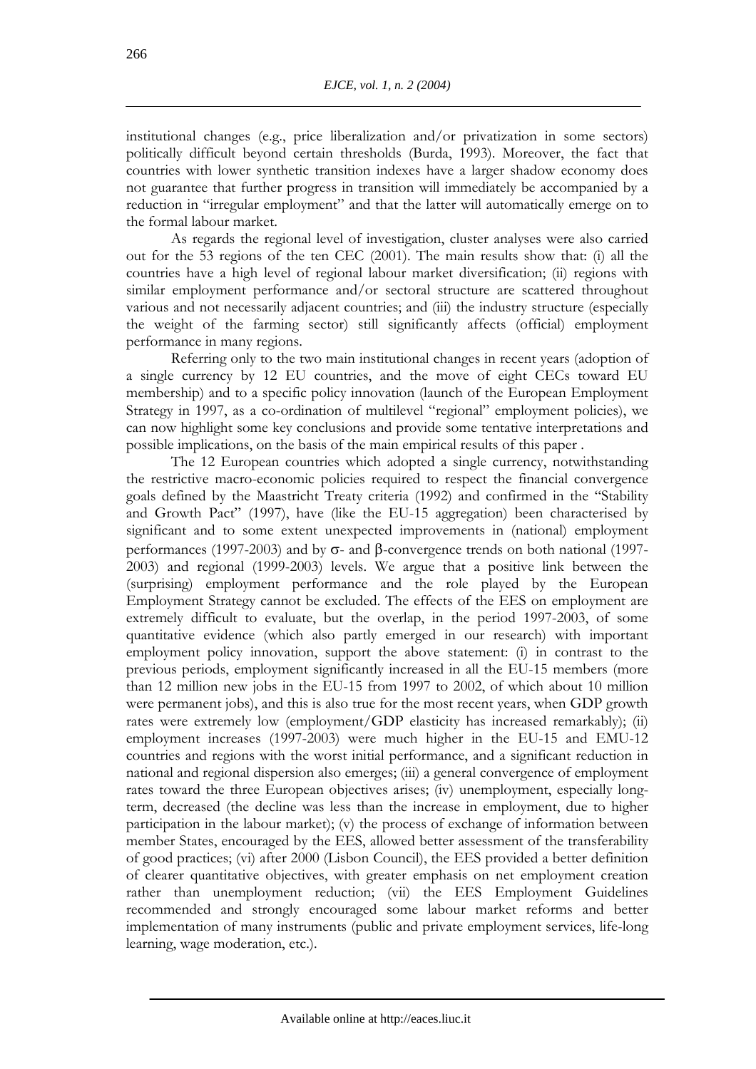institutional changes (e.g., price liberalization and/or privatization in some sectors) politically difficult beyond certain thresholds (Burda, 1993). Moreover, the fact that countries with lower synthetic transition indexes have a larger shadow economy does not guarantee that further progress in transition will immediately be accompanied by a reduction in "irregular employment" and that the latter will automatically emerge on to the formal labour market.

As regards the regional level of investigation, cluster analyses were also carried out for the 53 regions of the ten CEC (2001). The main results show that: (i) all the countries have a high level of regional labour market diversification; (ii) regions with similar employment performance and/or sectoral structure are scattered throughout various and not necessarily adjacent countries; and (iii) the industry structure (especially the weight of the farming sector) still significantly affects (official) employment performance in many regions.

Referring only to the two main institutional changes in recent years (adoption of a single currency by 12 EU countries, and the move of eight CECs toward EU membership) and to a specific policy innovation (launch of the European Employment Strategy in 1997, as a co-ordination of multilevel "regional" employment policies), we can now highlight some key conclusions and provide some tentative interpretations and possible implications, on the basis of the main empirical results of this paper .

The 12 European countries which adopted a single currency, notwithstanding the restrictive macro-economic policies required to respect the financial convergence goals defined by the Maastricht Treaty criteria (1992) and confirmed in the "Stability and Growth Pact" (1997), have (like the EU-15 aggregation) been characterised by significant and to some extent unexpected improvements in (national) employment performances (1997-2003) and by $\sigma$- and $\beta$-convergence trends on both national (1997-2003) and regional (1999-2003) levels. We argue that a positive link between the (surprising) employment performance and the role played by the European Employment Strategy cannot be excluded. The effects of the EES on employment are extremely difficult to evaluate, but the overlap, in the period 1997-2003, of some quantitative evidence (which also partly emerged in our research) with important employment policy innovation, support the above statement: (i) in contrast to the previous periods, employment significantly increased in all the EU-15 members (more than 12 million new jobs in the EU-15 from 1997 to 2002, of which about 10 million were permanent jobs), and this is also true for the most recent years, when GDP growth rates were extremely low (employment/GDP elasticity has increased remarkably); (ii) employment increases (1997-2003) were much higher in the EU-15 and EMU-12 countries and regions with the worst initial performance, and a significant reduction in national and regional dispersion also emerges; (iii) a general convergence of employment rates toward the three European objectives arises; (iv) unemployment, especially long-term, decreased (the decline was less than the increase in employment, due to higher participation in the labour market); (v) the process of exchange of information between member States, encouraged by the EES, allowed better assessment of the transferability of good practices; (vi) after 2000 (Lisbon Council), the EES provided a better definition of clearer quantitative objectives, with greater emphasis on net employment creation rather than unemployment reduction; (vii) the EES Employment Guidelines recommended and strongly encouraged some labour market reforms and better implementation of many instruments (public and private employment services, life-long learning, wage moderation, etc.).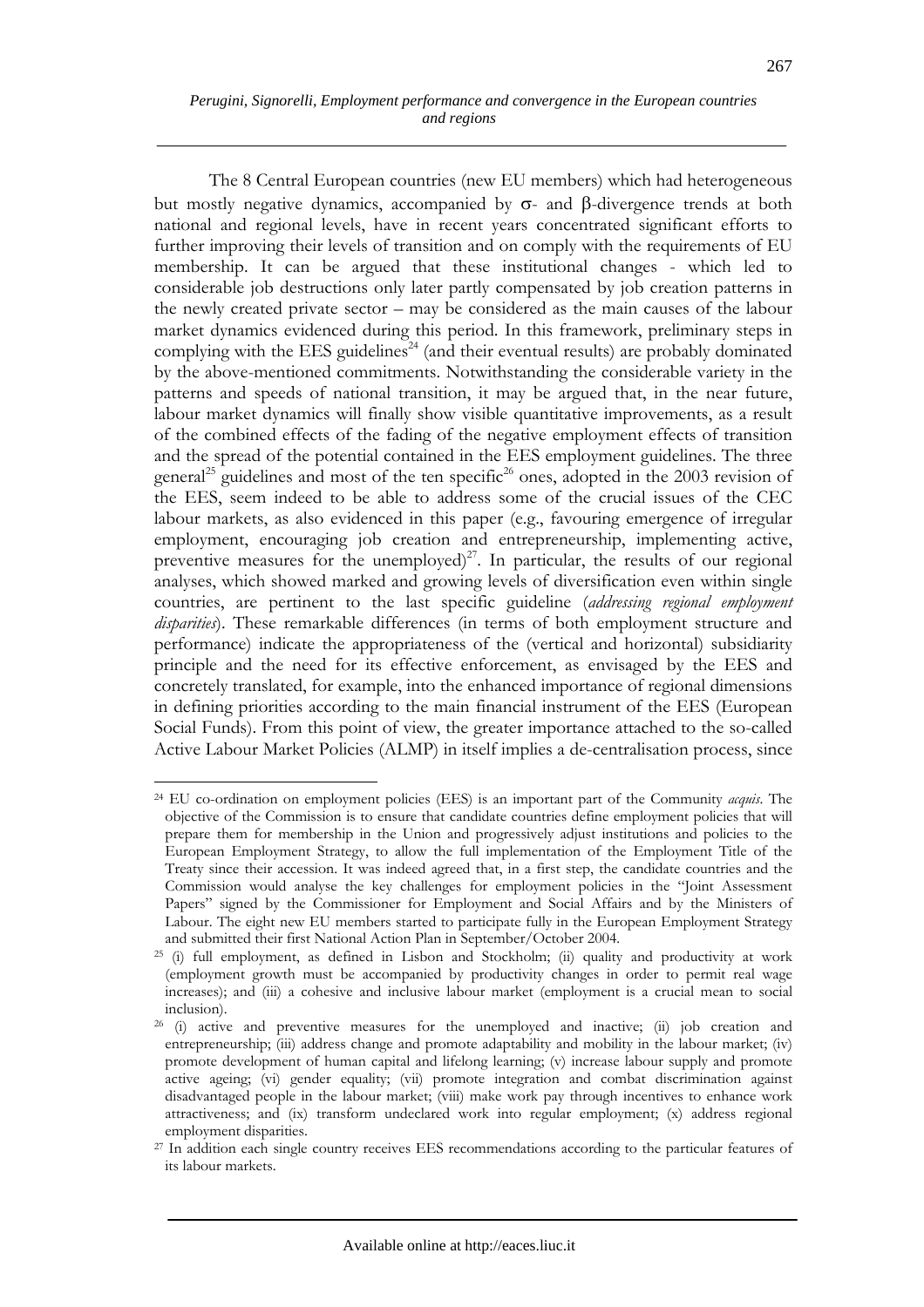The 8 Central European countries (new EU members) which had heterogeneous but mostly negative dynamics, accompanied by σ- and β-divergence trends at both national and regional levels, have in recent years concentrated significant efforts to further improving their levels of transition and on comply with the requirements of EU membership. It can be argued that these institutional changes - which led to considerable job destructions only later partly compensated by job creation patterns in the newly created private sector – may be considered as the main causes of the labour market dynamics evidenced during this period. In this framework, preliminary steps in complying with the EES guidelines[24] (and their eventual results) are probably dominated by the above-mentioned commitments. Notwithstanding the considerable variety in the patterns and speeds of national transition, it may be argued that, in the near future, labour market dynamics will finally show visible quantitative improvements, as a result of the combined effects of the fading of the negative employment effects of transition and the spread of the potential contained in the EES employment guidelines. The three general[25] guidelines and most of the ten specific[26] ones, adopted in the 2003 revision of the EES, seem indeed to be able to address some of the crucial issues of the CEC labour markets, as also evidenced in this paper (e.g., favouring emergence of irregular employment, encouraging job creation and entrepreneurship, implementing active, preventive measures for the unemployed)[27]. In particular, the results of our regional analyses, which showed marked and growing levels of diversification even within single countries, are pertinent to the last specific guideline (*addressing regional employment disparities*). These remarkable differences (in terms of both employment structure and performance) indicate the appropriateness of the (vertical and horizontal) subsidiarity principle and the need for its effective enforcement, as envisaged by the EES and concretely translated, for example, into the enhanced importance of regional dimensions in defining priorities according to the main financial instrument of the EES (European Social Funds). From this point of view, the greater importance attached to the so-called Active Labour Market Policies (ALMP) in itself implies a de-centralisation process, since

---

[24] EU co-ordination on employment policies (EES) is an important part of the Community *acquis*. The objective of the Commission is to ensure that candidate countries define employment policies that will prepare them for membership in the Union and progressively adjust institutions and policies to the European Employment Strategy, to allow the full implementation of the Employment Title of the Treaty since their accession. It was indeed agreed that, in a first step, the candidate countries and the Commission would analyse the key challenges for employment policies in the "Joint Assessment Papers" signed by the Commissioner for Employment and Social Affairs and by the Ministers of Labour. The eight new EU members started to participate fully in the European Employment Strategy and submitted their first National Action Plan in September/October 2004.

[25] (i) full employment, as defined in Lisbon and Stockholm; (ii) quality and productivity at work (employment growth must be accompanied by productivity changes in order to permit real wage increases); and (iii) a cohesive and inclusive labour market (employment is a crucial mean to social inclusion).

[26] (i) active and preventive measures for the unemployed and inactive; (ii) job creation and entrepreneurship; (iii) address change and promote adaptability and mobility in the labour market; (iv) promote development of human capital and lifelong learning; (v) increase labour supply and promote active ageing; (vi) gender equality; (vii) promote integration and combat discrimination against disadvantaged people in the labour market; (viii) make work pay through incentives to enhance work attractiveness; and (ix) transform undeclared work into regular employment; (x) address regional employment disparities.

[27] In addition each single country receives EES recommendations according to the particular features of its labour markets.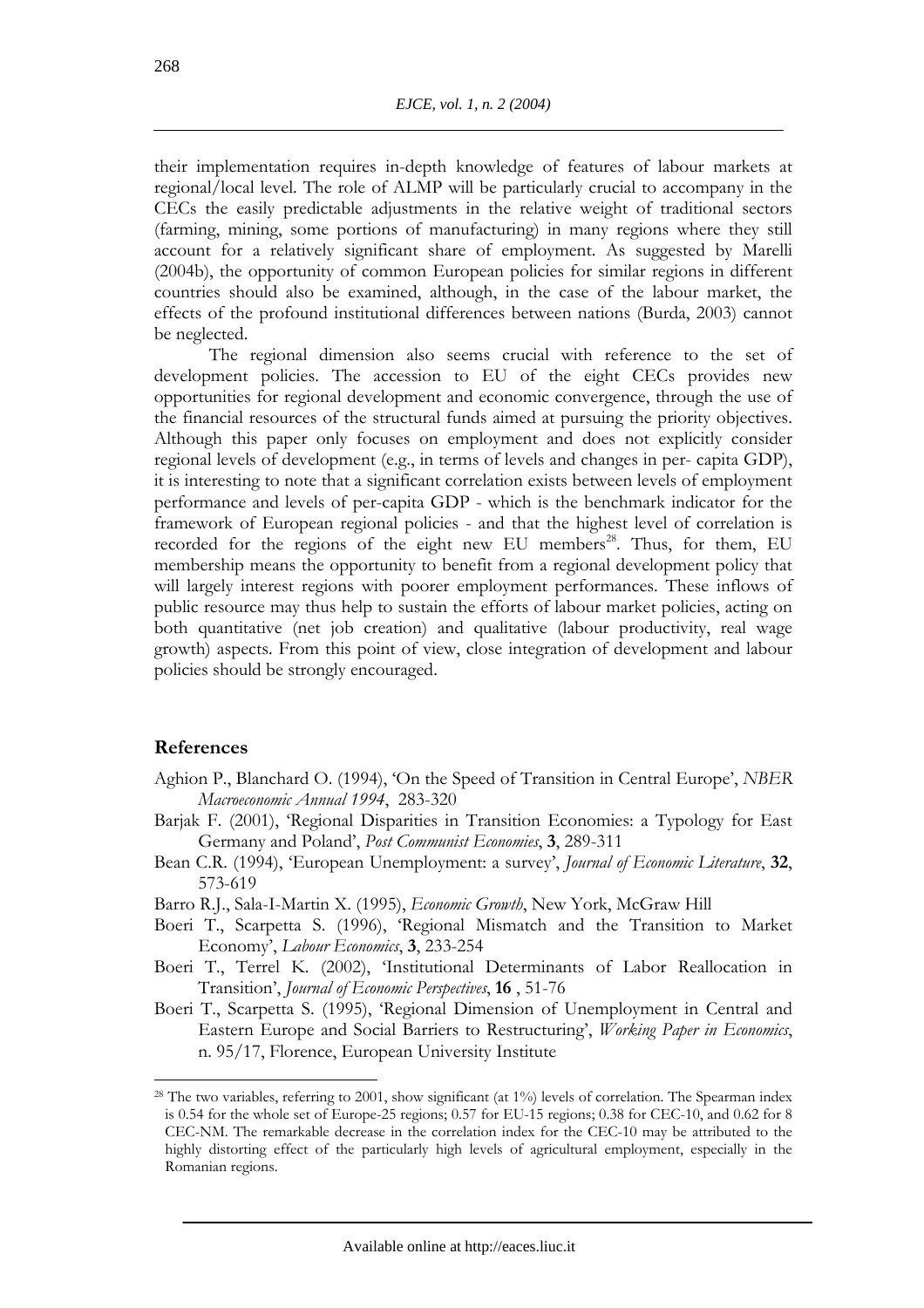their implementation requires in-depth knowledge of features of labour markets at regional/local level. The role of ALMP will be particularly crucial to accompany in the CECs the easily predictable adjustments in the relative weight of traditional sectors (farming, mining, some portions of manufacturing) in many regions where they still account for a relatively significant share of employment. As suggested by Marelli (2004b), the opportunity of common European policies for similar regions in different countries should also be examined, although, in the case of the labour market, the effects of the profound institutional differences between nations (Burda, 2003) cannot be neglected.

The regional dimension also seems crucial with reference to the set of development policies. The accession to EU of the eight CECs provides new opportunities for regional development and economic convergence, through the use of the financial resources of the structural funds aimed at pursuing the priority objectives. Although this paper only focuses on employment and does not explicitly consider regional levels of development (e.g., in terms of levels and changes in per- capita GDP), it is interesting to note that a significant correlation exists between levels of employment performance and levels of per-capita GDP - which is the benchmark indicator for the framework of European regional policies - and that the highest level of correlation is recorded for the regions of the eight new EU members[28]. Thus, for them, EU membership means the opportunity to benefit from a regional development policy that will largely interest regions with poorer employment performances. These inflows of public resource may thus help to sustain the efforts of labour market policies, acting on both quantitative (net job creation) and qualitative (labour productivity, real wage growth) aspects. From this point of view, close integration of development and labour policies should be strongly encouraged.

## References

Aghion P., Blanchard O. (1994), 'On the Speed of Transition in Central Europe', *NBER Macroeconomic Annual 1994*, 283-320

Barjak F. (2001), 'Regional Disparities in Transition Economies: a Typology for East Germany and Poland', *Post Communist Economies*, **3**, 289-311

Bean C.R. (1994), 'European Unemployment: a survey', *Journal of Economic Literature*, **32**, 573-619

Barro R.J., Sala-I-Martin X. (1995), *Economic Growth*, New York, McGraw Hill

Boeri T., Scarpetta S. (1996), 'Regional Mismatch and the Transition to Market Economy', *Labour Economics*, **3**, 233-254

Boeri T., Terrel K. (2002), 'Institutional Determinants of Labor Reallocation in Transition', *Journal of Economic Perspectives*, **16** , 51-76

Boeri T., Scarpetta S. (1995), 'Regional Dimension of Unemployment in Central and Eastern Europe and Social Barriers to Restructuring', *Working Paper in Economics*, n. 95/17, Florence, European University Institute

[28] The two variables, referring to 2001, show significant (at 1%) levels of correlation. The Spearman index is 0.54 for the whole set of Europe-25 regions; 0.57 for EU-15 regions; 0.38 for CEC-10, and 0.62 for 8 CEC-NM. The remarkable decrease in the correlation index for the CEC-10 may be attributed to the highly distorting effect of the particularly high levels of agricultural employment, especially in the Romanian regions.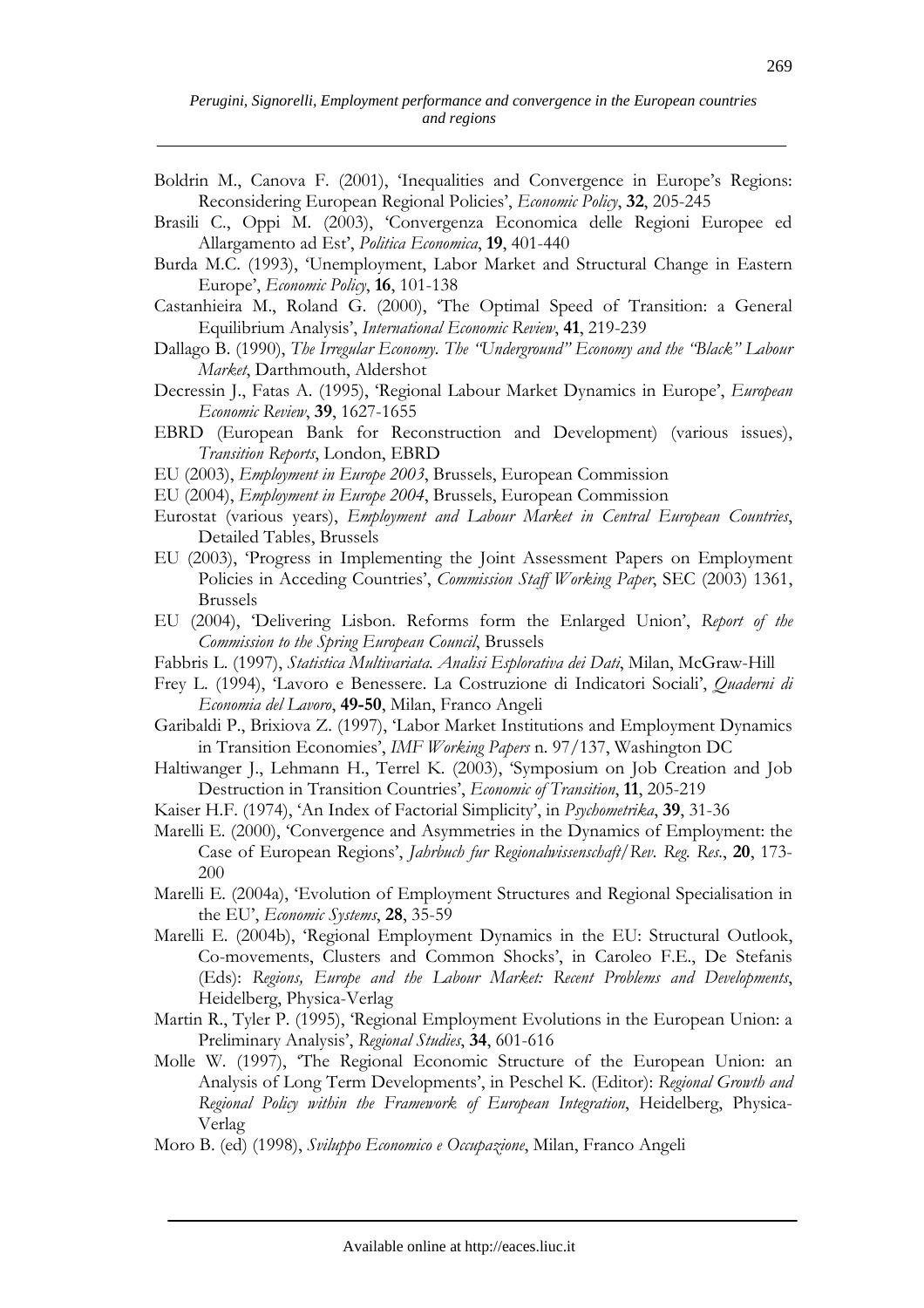Boldrin M., Canova F. (2001), 'Inequalities and Convergence in Europe's Regions: Reconsidering European Regional Policies', *Economic Policy*, **32**, 205-245

Brasili C., Oppi M. (2003), 'Convergenza Economica delle Regioni Europee ed Allargamento ad Est', *Politica Economica*, **19**, 401-440

Burda M.C. (1993), 'Unemployment, Labor Market and Structural Change in Eastern Europe', *Economic Policy*, **16**, 101-138

Castanhieira M., Roland G. (2000), 'The Optimal Speed of Transition: a General Equilibrium Analysis', *International Economic Review*, **41**, 219-239

Dallago B. (1990), *The Irregular Economy. The "Underground" Economy and the "Black" Labour Market*, Darthmouth, Aldershot

Decressin J., Fatas A. (1995), 'Regional Labour Market Dynamics in Europe', *European Economic Review*, **39**, 1627-1655

EBRD (European Bank for Reconstruction and Development) (various issues), *Transition Reports*, London, EBRD

EU (2003), *Employment in Europe 2003*, Brussels, European Commission

EU (2004), *Employment in Europe 2004*, Brussels, European Commission

Eurostat (various years), *Employment and Labour Market in Central European Countries*, Detailed Tables, Brussels

EU (2003), 'Progress in Implementing the Joint Assessment Papers on Employment Policies in Acceding Countries', *Commission Staff Working Paper*, SEC (2003) 1361, Brussels

EU (2004), 'Delivering Lisbon. Reforms form the Enlarged Union', *Report of the Commission to the Spring European Council*, Brussels

Fabbris L. (1997), *Statistica Multivariata. Analisi Esplorativa dei Dati*, Milan, McGraw-Hill

Frey L. (1994), 'Lavoro e Benessere. La Costruzione di Indicatori Sociali', *Quaderni di Economia del Lavoro*, **49-50**, Milan, Franco Angeli

Garibaldi P., Brixiova Z. (1997), 'Labor Market Institutions and Employment Dynamics in Transition Economies', *IMF Working Papers* n. 97/137, Washington DC

Haltiwanger J., Lehmann H., Terrel K. (2003), 'Symposium on Job Creation and Job Destruction in Transition Countries', *Economic of Transition*, **11**, 205-219

Kaiser H.F. (1974), 'An Index of Factorial Simplicity', in *Psychometrika*, **39**, 31-36

Marelli E. (2000), 'Convergence and Asymmetries in the Dynamics of Employment: the Case of European Regions', *Jahrbuch fur Regionalwissenschaft/Rev. Reg. Res.*, **20**, 173-200

Marelli E. (2004a), 'Evolution of Employment Structures and Regional Specialisation in the EU', *Economic Systems*, **28**, 35-59

Marelli E. (2004b), 'Regional Employment Dynamics in the EU: Structural Outlook, Co-movements, Clusters and Common Shocks', in Caroleo F.E., De Stefanis (Eds): *Regions, Europe and the Labour Market: Recent Problems and Developments*, Heidelberg, Physica-Verlag

Martin R., Tyler P. (1995), 'Regional Employment Evolutions in the European Union: a Preliminary Analysis', *Regional Studies*, **34**, 601-616

Molle W. (1997), 'The Regional Economic Structure of the European Union: an Analysis of Long Term Developments', in Peschel K. (Editor): *Regional Growth and Regional Policy within the Framework of European Integration*, Heidelberg, Physica-Verlag

Moro B. (ed) (1998), *Sviluppo Economico e Occupazione*, Milan, Franco Angeli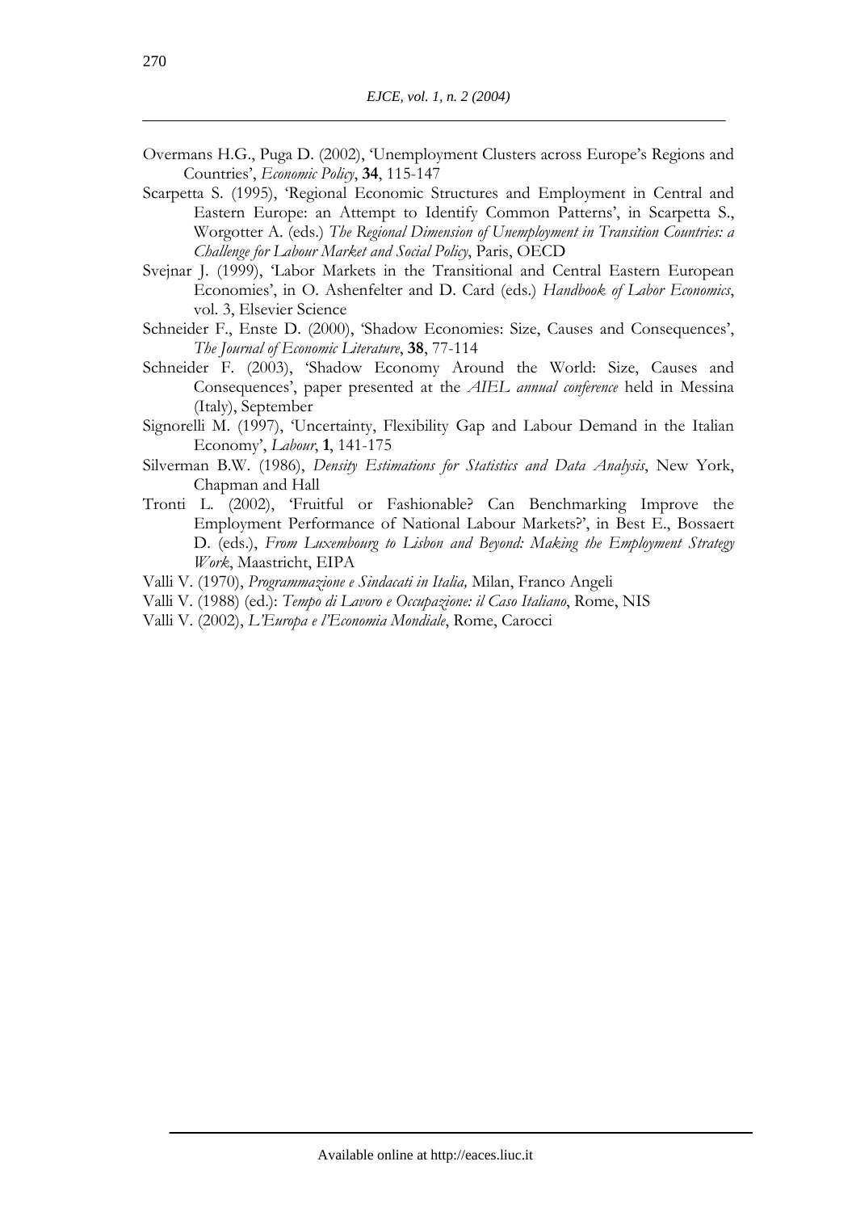Overmans H.G., Puga D. (2002), 'Unemployment Clusters across Europe's Regions and Countries', *Economic Policy*, **34**, 115-147

Scarpetta S. (1995), 'Regional Economic Structures and Employment in Central and Eastern Europe: an Attempt to Identify Common Patterns', in Scarpetta S., Worgotter A. (eds.) *The Regional Dimension of Unemployment in Transition Countries: a Challenge for Labour Market and Social Policy*, Paris, OECD

Svejnar J. (1999), 'Labor Markets in the Transitional and Central Eastern European Economies', in O. Ashenfelter and D. Card (eds.) *Handbook of Labor Economics*, vol. 3, Elsevier Science

Schneider F., Enste D. (2000), 'Shadow Economies: Size, Causes and Consequences', *The Journal of Economic Literature*, **38**, 77-114

Schneider F. (2003), 'Shadow Economy Around the World: Size, Causes and Consequences', paper presented at the *AIEL annual conference* held in Messina (Italy), September

Signorelli M. (1997), 'Uncertainty, Flexibility Gap and Labour Demand in the Italian Economy', *Labour*, **1**, 141-175

Silverman B.W. (1986), *Density Estimations for Statistics and Data Analysis*, New York, Chapman and Hall

Tronti L. (2002), 'Fruitful or Fashionable? Can Benchmarking Improve the Employment Performance of National Labour Markets?', in Best E., Bossaert D. (eds.), *From Luxembourg to Lisbon and Beyond: Making the Employment Strategy Work*, Maastricht, EIPA

Valli V. (1970), *Programmazione e Sindacati in Italia,* Milan, Franco Angeli

Valli V. (1988) (ed.): *Tempo di Lavoro e Occupazione: il Caso Italiano*, Rome, NIS

Valli V. (2002), *L'Europa e l'Economia Mondiale*, Rome, Carocci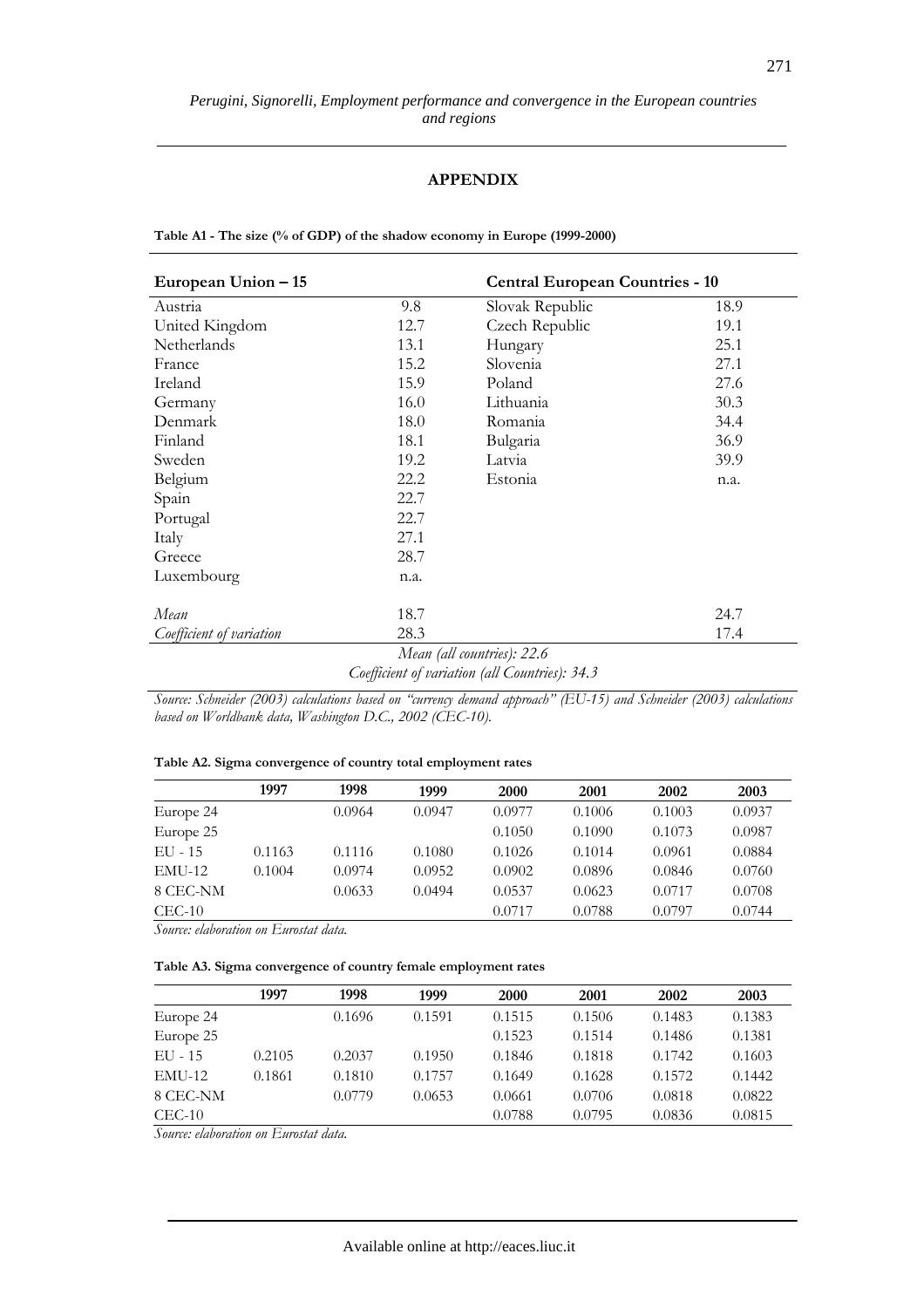## APPENDIX

**Table A1 - The size (% of GDP) of the shadow economy in Europe (1999-2000)**

| European Union – 15 | | Central European Countries - 10 | |
|---|---|---|---|
| Austria | 9.8 | Slovak Republic | 18.9 |
| United Kingdom | 12.7 | Czech Republic | 19.1 |
| Netherlands | 13.1 | Hungary | 25.1 |
| France | 15.2 | Slovenia | 27.1 |
| Ireland | 15.9 | Poland | 27.6 |
| Germany | 16.0 | Lithuania | 30.3 |
| Denmark | 18.0 | Romania | 34.4 |
| Finland | 18.1 | Bulgaria | 36.9 |
| Sweden | 19.2 | Latvia | 39.9 |
| Belgium | 22.2 | Estonia | n.a. |
| Spain | 22.7 | | |
| Portugal | 22.7 | | |
| Italy | 27.1 | | |
| Greece | 28.7 | | |
| Luxembourg | n.a. | | |
| *Mean* | 18.7 | | 24.7 |
| *Coefficient of variation* | 28.3 | | 17.4 |

*Mean (all countries): 22.6*

*Coefficient of variation (all Countries): 34.3*

*Source: Schneider (2003) calculations based on "currency demand approach" (EU-15) and Schneider (2003) calculations based on Worldbank data, Washington D.C., 2002 (CEC-10).*

**Table A2. Sigma convergence of country total employment rates**

| | 1997 | 1998 | 1999 | 2000 | 2001 | 2002 | 2003 |
|---|---|---|---|---|---|---|---|
| Europe 24 | | 0.0964 | 0.0947 | 0.0977 | 0.1006 | 0.1003 | 0.0937 |
| Europe 25 | | | | 0.1050 | 0.1090 | 0.1073 | 0.0987 |
| EU - 15 | 0.1163 | 0.1116 | 0.1080 | 0.1026 | 0.1014 | 0.0961 | 0.0884 |
| EMU-12 | 0.1004 | 0.0974 | 0.0952 | 0.0902 | 0.0896 | 0.0846 | 0.0760 |
| 8 CEC-NM | | 0.0633 | 0.0494 | 0.0537 | 0.0623 | 0.0717 | 0.0708 |
| CEC-10 | | | | 0.0717 | 0.0788 | 0.0797 | 0.0744 |

*Source: elaboration on Eurostat data.*

**Table A3. Sigma convergence of country female employment rates**

| | 1997 | 1998 | 1999 | 2000 | 2001 | 2002 | 2003 |
|---|---|---|---|---|---|---|---|
| Europe 24 | | 0.1696 | 0.1591 | 0.1515 | 0.1506 | 0.1483 | 0.1383 |
| Europe 25 | | | | 0.1523 | 0.1514 | 0.1486 | 0.1381 |
| EU - 15 | 0.2105 | 0.2037 | 0.1950 | 0.1846 | 0.1818 | 0.1742 | 0.1603 |
| EMU-12 | 0.1861 | 0.1810 | 0.1757 | 0.1649 | 0.1628 | 0.1572 | 0.1442 |
| 8 CEC-NM | | 0.0779 | 0.0653 | 0.0661 | 0.0706 | 0.0818 | 0.0822 |
| CEC-10 | | | | 0.0788 | 0.0795 | 0.0836 | 0.0815 |

*Source: elaboration on Eurostat data.*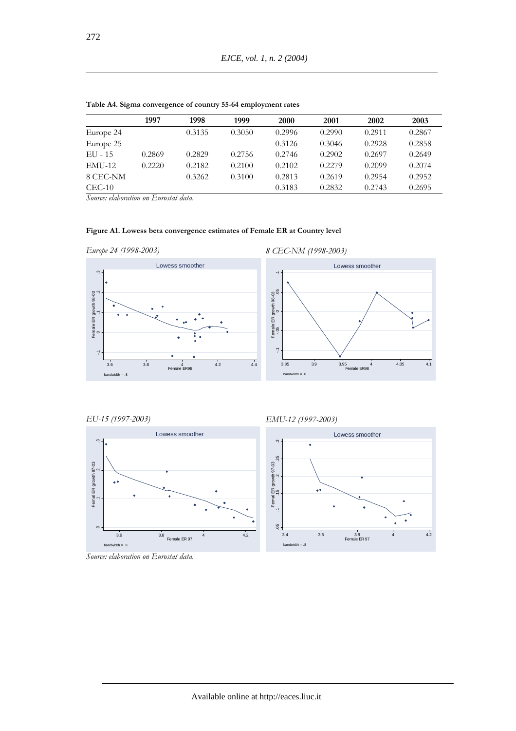**Table A4. Sigma convergence of country 55-64 employment rates**

| | 1997 | 1998 | 1999 | 2000 | 2001 | 2002 | 2003 |
|---|---|---|---|---|---|---|---|
| Europe 24 | | 0.3135 | 0.3050 | 0.2996 | 0.2990 | 0.2911 | 0.2867 |
| Europe 25 | | | | 0.3126 | 0.3046 | 0.2928 | 0.2858 |
| EU - 15 | 0.2869 | 0.2829 | 0.2756 | 0.2746 | 0.2902 | 0.2697 | 0.2649 |
| EMU-12 | 0.2220 | 0.2182 | 0.2100 | 0.2102 | 0.2279 | 0.2099 | 0.2074 |
| 8 CEC-NM | | 0.3262 | 0.3100 | 0.2813 | 0.2619 | 0.2954 | 0.2952 |
| CEC-10 | | | | 0.3183 | 0.2832 | 0.2743 | 0.2695 |

*Source: elaboration on Eurostat data.*

**Figure A1. Lowess beta convergence estimates of Female ER at Country level**

*Europe 24 (1998-2003)*

*8 CEC-NM (1998-2003)*

*EU-15 (1997-2003)*

*EMU-12 (1997-2003)*

*Source: elaboration on Eurostat data.*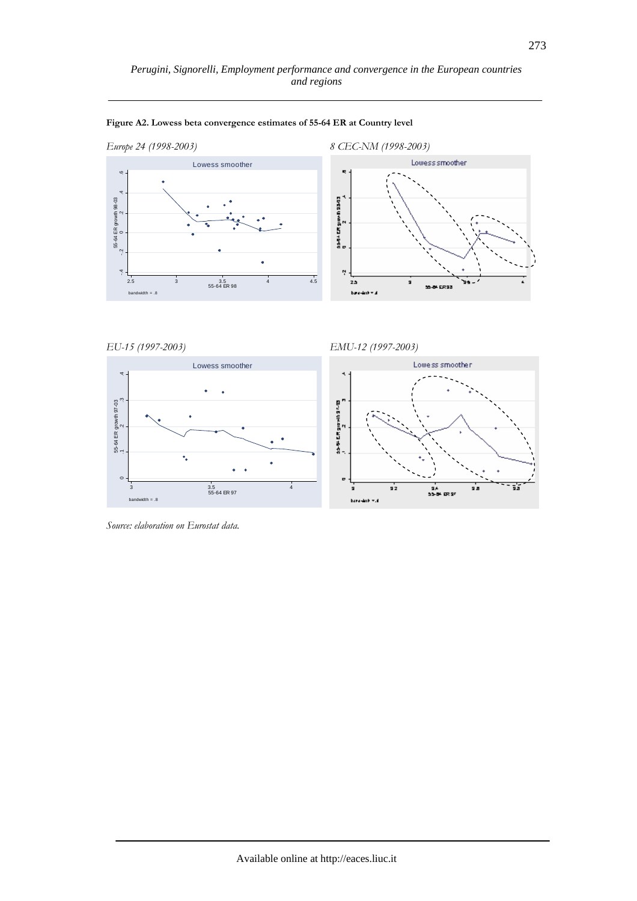**Figure A2. Lowess beta convergence estimates of 55-64 ER at Country level**

*Europe 24 (1998-2003)*

*8 CEC-NM (1998-2003)*

*EU-15 (1997-2003)*

*EMU-12 (1997-2003)*

*Source: elaboration on Eurostat data.*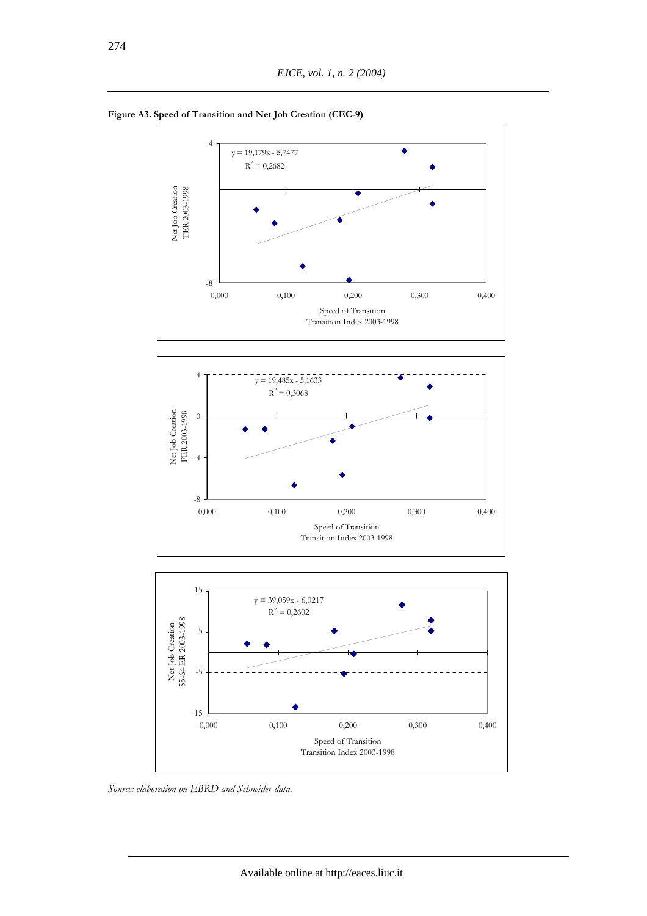**Figure A3. Speed of Transition and Net Job Creation (CEC-9)**

$y = 19{,}179x - 5{,}7477$

$R^2 = 0{,}2682$

Net Job Creation TER 2003-1998

Speed of Transition Transition Index 2003-1998

$y = 19{,}485x - 5{,}1633$

$R^2 = 0{,}3068$

Net Job Creation FER 2003-1998

Speed of Transition Transition Index 2003-1998

$y = 39{,}059x - 6{,}0217$

$R^2 = 0{,}2602$

Net Job Creation 55-64 ER 2003-1998

Speed of Transition Transition Index 2003-1998

*Source: elaboration on EBRD and Schneider data.*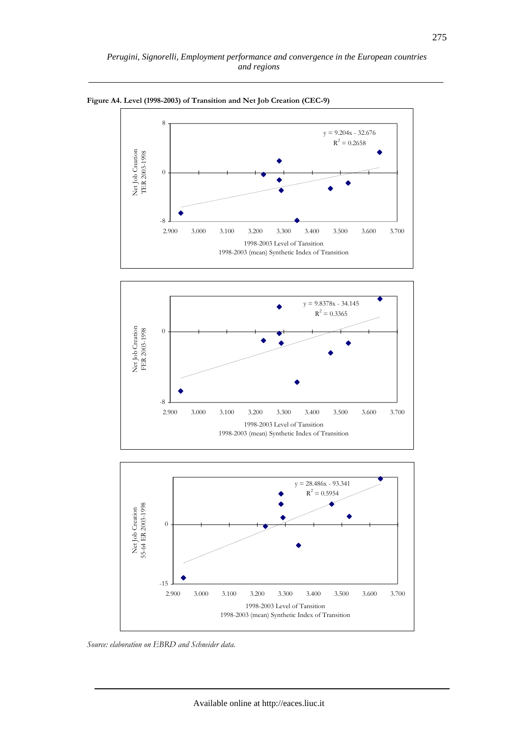**Figure A4. Level (1998-2003) of Transition and Net Job Creation (CEC-9)**

$y = 9.204x - 32.676$
$R^2 = 0.2658$

Net Job Creation TER 2003-1998

1998-2003 Level of Tansition
1998-2003 (mean) Synthetic Index of Transition

$y = 9.8378x - 34.145$
$R^2 = 0.3365$

Net Job Creation FER 2003-1998

1998-2003 Level of Tansition
1998-2003 (mean) Synthetic Index of Transition

$y = 28.486x - 93.341$
$R^2 = 0.5954$

Net Job Creation 55-64 ER 2003-1998

1998-2003 Level of Tansition
1998-2003 (mean) Synthetic Index of Transition

*Source: elaboration on EBRD and Schneider data.*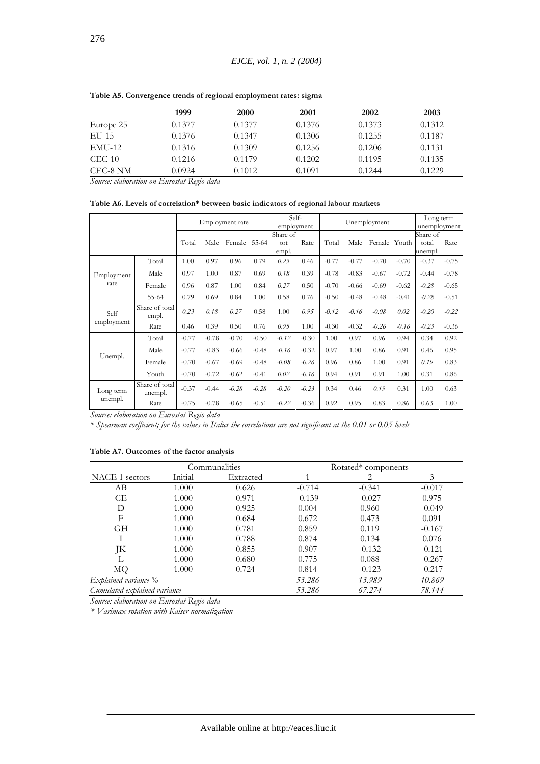**Table A5. Convergence trends of regional employment rates: sigma**

| | 1999 | 2000 | 2001 | 2002 | 2003 |
|---|---|---|---|---|---|
| Europe 25 | 0.1377 | 0.1377 | 0.1376 | 0.1373 | 0.1312 |
| EU-15 | 0.1376 | 0.1347 | 0.1306 | 0.1255 | 0.1187 |
| EMU-12 | 0.1316 | 0.1309 | 0.1256 | 0.1206 | 0.1131 |
| CEC-10 | 0.1216 | 0.1179 | 0.1202 | 0.1195 | 0.1135 |
| CEC-8 NM | 0.0924 | 0.1012 | 0.1091 | 0.1244 | 0.1229 |

*Source: elaboration on Eurostat Regio data*

**Table A6. Levels of correlation\* between basic indicators of regional labour markets**

| | | Employment rate | | | | Self-employment | | Unemployment | | | | Long term unemployment | |
|---|---|---|---|---|---|---|---|---|---|---|---|---|---|
| | | Total | Male | Female | 55-64 | Share of tot empl. | Rate | Total | Male | Female | Youth | Share of total unempl. | Rate |
| Employment rate | Total | 1.00 | 0.97 | 0.96 | 0.79 | *0.23* | 0.46 | -0.77 | -0.77 | -0.70 | -0.70 | -0.37 | -0.75 |
| | Male | 0.97 | 1.00 | 0.87 | 0.69 | *0.18* | 0.39 | -0.78 | -0.83 | -0.67 | -0.72 | -0.44 | -0.78 |
| | Female | 0.96 | 0.87 | 1.00 | 0.84 | *0.27* | 0.50 | -0.70 | -0.66 | -0.69 | -0.62 | *-0.28* | -0.65 |
| | 55-64 | 0.79 | 0.69 | 0.84 | 1.00 | 0.58 | 0.76 | -0.50 | -0.48 | -0.48 | -0.41 | *-0.28* | -0.51 |
| Self employment | Share of total empl. | *0.23* | *0.18* | *0.27* | 0.58 | 1.00 | *0.95* | *-0.12* | *-0.16* | *-0.08* | *0.02* | *-0.20* | *-0.22* |
| | Rate | 0.46 | 0.39 | 0.50 | 0.76 | *0.95* | 1.00 | -0.30 | -0.32 | *-0.26* | *-0.16* | *-0.23* | -0.36 |
| Unempl. | Total | -0.77 | -0.78 | -0.70 | -0.50 | *-0.12* | -0.30 | 1.00 | 0.97 | 0.96 | 0.94 | 0.34 | 0.92 |
| | Male | -0.77 | -0.83 | -0.66 | -0.48 | *-0.16* | -0.32 | 0.97 | 1.00 | 0.86 | 0.91 | 0.46 | 0.95 |
| | Female | -0.70 | -0.67 | -0.69 | -0.48 | *-0.08* | *-0.26* | 0.96 | 0.86 | 1.00 | 0.91 | *0.19* | 0.83 |
| | Youth | -0.70 | -0.72 | -0.62 | -0.41 | *0.02* | *-0.16* | 0.94 | 0.91 | 0.91 | 1.00 | 0.31 | 0.86 |
| Long term unempl. | Share of total unempl. | -0.37 | -0.44 | *-0.28* | *-0.28* | *-0.20* | *-0.23* | 0.34 | 0.46 | *0.19* | 0.31 | 1.00 | 0.63 |
| | Rate | -0.75 | -0.78 | -0.65 | -0.51 | *-0.22* | -0.36 | 0.92 | 0.95 | 0.83 | 0.86 | 0.63 | 1.00 |

*Source: elaboration on Eurostat Regio data*

*\* Spearman coefficient; for the values in Italics the correlations are not significant at the 0.01 or 0.05 levels*

**Table A7. Outcomes of the factor analysis**

| | Communalities | | Rotated* components | | |
|---|---|---|---|---|---|
| NACE 1 sectors | Initial | Extracted | 1 | 2 | 3 |
| AB | 1.000 | 0.626 | -0.714 | -0.341 | -0.017 |
| CE | 1.000 | 0.971 | -0.139 | -0.027 | 0.975 |
| D | 1.000 | 0.925 | 0.004 | 0.960 | -0.049 |
| F | 1.000 | 0.684 | 0.672 | 0.473 | 0.091 |
| GH | 1.000 | 0.781 | 0.859 | 0.119 | -0.167 |
| I | 1.000 | 0.788 | 0.874 | 0.134 | 0.076 |
| JK | 1.000 | 0.855 | 0.907 | -0.132 | -0.121 |
| L | 1.000 | 0.680 | 0.775 | 0.088 | -0.267 |
| MQ | 1.000 | 0.724 | 0.814 | -0.123 | -0.217 |
| *Explained variance %* | | | *53.286* | *13.989* | *10.869* |
| *Cumulated explained variance* | | | *53.286* | *67.274* | *78.144* |

*Source: elaboration on Eurostat Regio data*

*\* Varimax rotation with Kaiser normalization*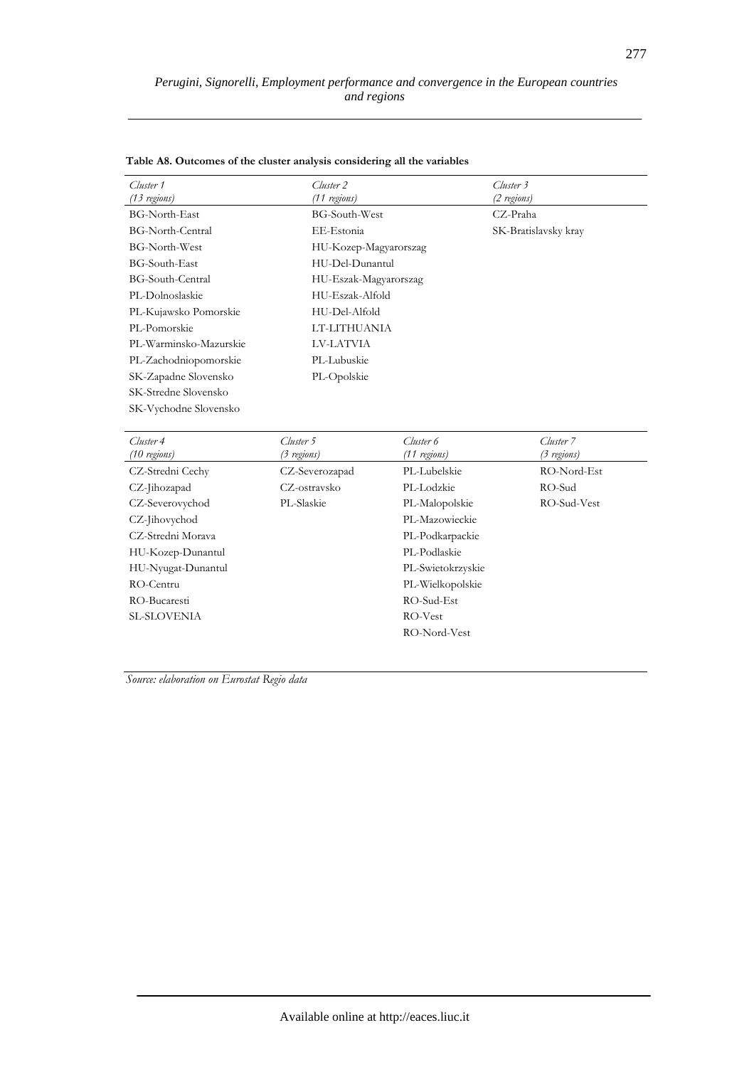**Table A8. Outcomes of the cluster analysis considering all the variables**

| *Cluster 1* *(13 regions)* | *Cluster 2* *(11 regions)* | *Cluster 3* *(2 regions)* |
|---|---|---|
| BG-North-East | BG-South-West | CZ-Praha |
| BG-North-Central | EE-Estonia | SK-Bratislavsky kray |
| BG-North-West | HU-Kozep-Magyarorszag | |
| BG-South-East | HU-Del-Dunantul | |
| BG-South-Central | HU-Eszak-Magyarorszag | |
| PL-Dolnoslaskie | HU-Eszak-Alfold | |
| PL-Kujawsko Pomorskie | HU-Del-Alfold | |
| PL-Pomorskie | LT-LITHUANIA | |
| PL-Warminsko-Mazurskie | LV-LATVIA | |
| PL-Zachodniopomorskie | PL-Lubuskie | |
| SK-Zapadne Slovensko | PL-Opolskie | |
| SK-Stredne Slovensko | | |
| SK-Vychodne Slovensko | | |

| *Cluster 4* *(10 regions)* | *Cluster 5* *(3 regions)* | *Cluster 6* *(11 regions)* | *Cluster 7* *(3 regions)* |
|---|---|---|---|
| CZ-Stredni Cechy | CZ-Severozapad | PL-Lubelskie | RO-Nord-Est |
| CZ-Jihozapad | CZ-ostravsko | PL-Lodzkie | RO-Sud |
| CZ-Severovychod | PL-Slaskie | PL-Malopolskie | RO-Sud-Vest |
| CZ-Jihovychod | | PL-Mazowieckie | |
| CZ-Stredni Morava | | PL-Podkarpackie | |
| HU-Kozep-Dunantul | | PL-Podlaskie | |
| HU-Nyugat-Dunantul | | PL-Swietokrzyskie | |
| RO-Centru | | PL-Wielkopolskie | |
| RO-Bucaresti | | RO-Sud-Est | |
| SL-SLOVENIA | | RO-Vest | |
| | | RO-Nord-Vest | |

*Source: elaboration on Eurostat Regio data*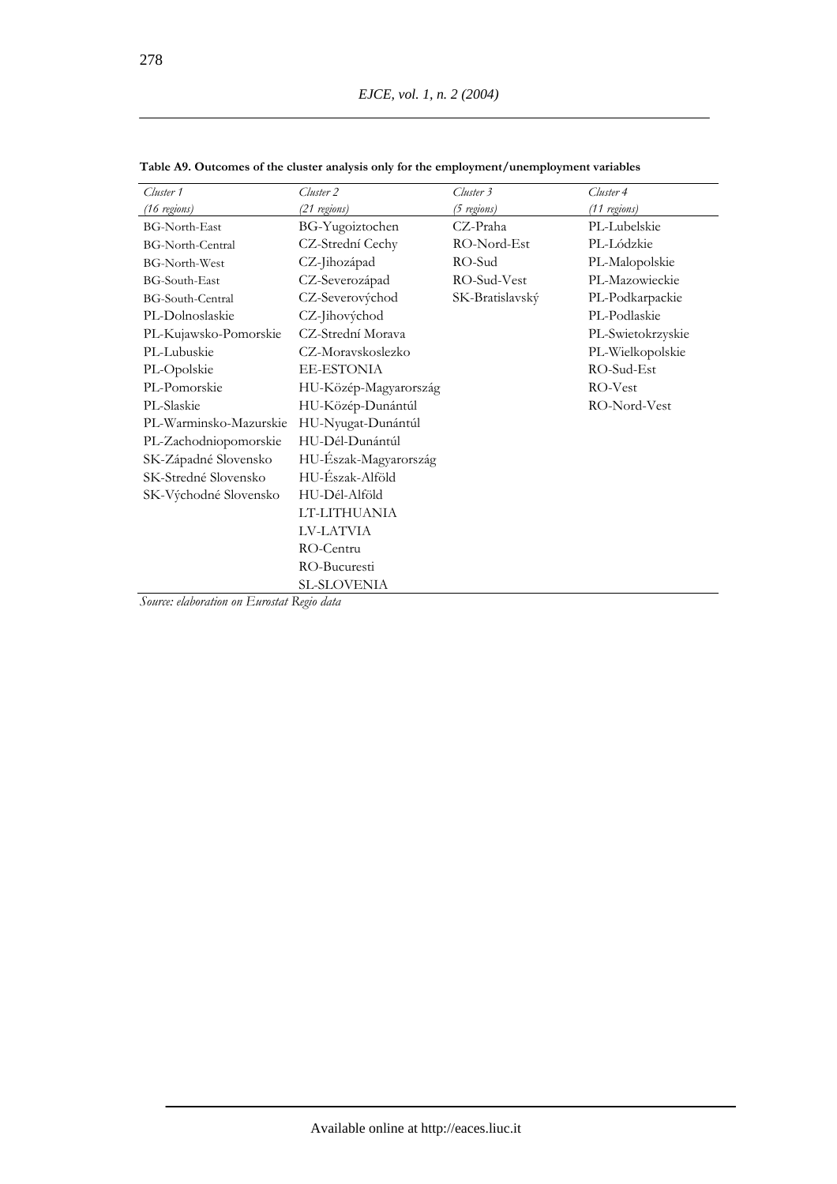**Table A9. Outcomes of the cluster analysis only for the employment/unemployment variables**

| *Cluster 1* *(16 regions)* | *Cluster 2* *(21 regions)* | *Cluster 3* *(5 regions)* | *Cluster 4* *(11 regions)* |
|---|---|---|---|
| BG-North-East | BG-Yugoiztochen | CZ-Praha | PL-Lubelskie |
| BG-North-Central | CZ-Strední Cechy | RO-Nord-Est | PL-Lódzkie |
| BG-North-West | CZ-Jihozápad | RO-Sud | PL-Malopolskie |
| BG-South-East | CZ-Severozápad | RO-Sud-Vest | PL-Mazowieckie |
| BG-South-Central | CZ-Severovýchod | SK-Bratislavský | PL-Podkarpackie |
| PL-Dolnoslaskie | CZ-Jihovýchod | | PL-Podlaskie |
| PL-Kujawsko-Pomorskie | CZ-Strední Morava | | PL-Swietokrzyskie |
| PL-Lubuskie | CZ-Moravskoslezko | | PL-Wielkopolskie |
| PL-Opolskie | EE-ESTONIA | | RO-Sud-Est |
| PL-Pomorskie | HU-Közép-Magyarország | | RO-Vest |
| PL-Slaskie | HU-Közép-Dunántúl | | RO-Nord-Vest |
| PL-Warminsko-Mazurskie | HU-Nyugat-Dunántúl | | |
| PL-Zachodniopomorskie | HU-Dél-Dunántúl | | |
| SK-Západné Slovensko | HU-Észak-Magyarország | | |
| SK-Stredné Slovensko | HU-Észak-Alföld | | |
| SK-Východné Slovensko | HU-Dél-Alföld | | |
| | LT-LITHUANIA | | |
| | LV-LATVIA | | |
| | RO-Centru | | |
| | RO-Bucuresti | | |
| | SL-SLOVENIA | | |

*Source: elaboration on Eurostat Regio data*